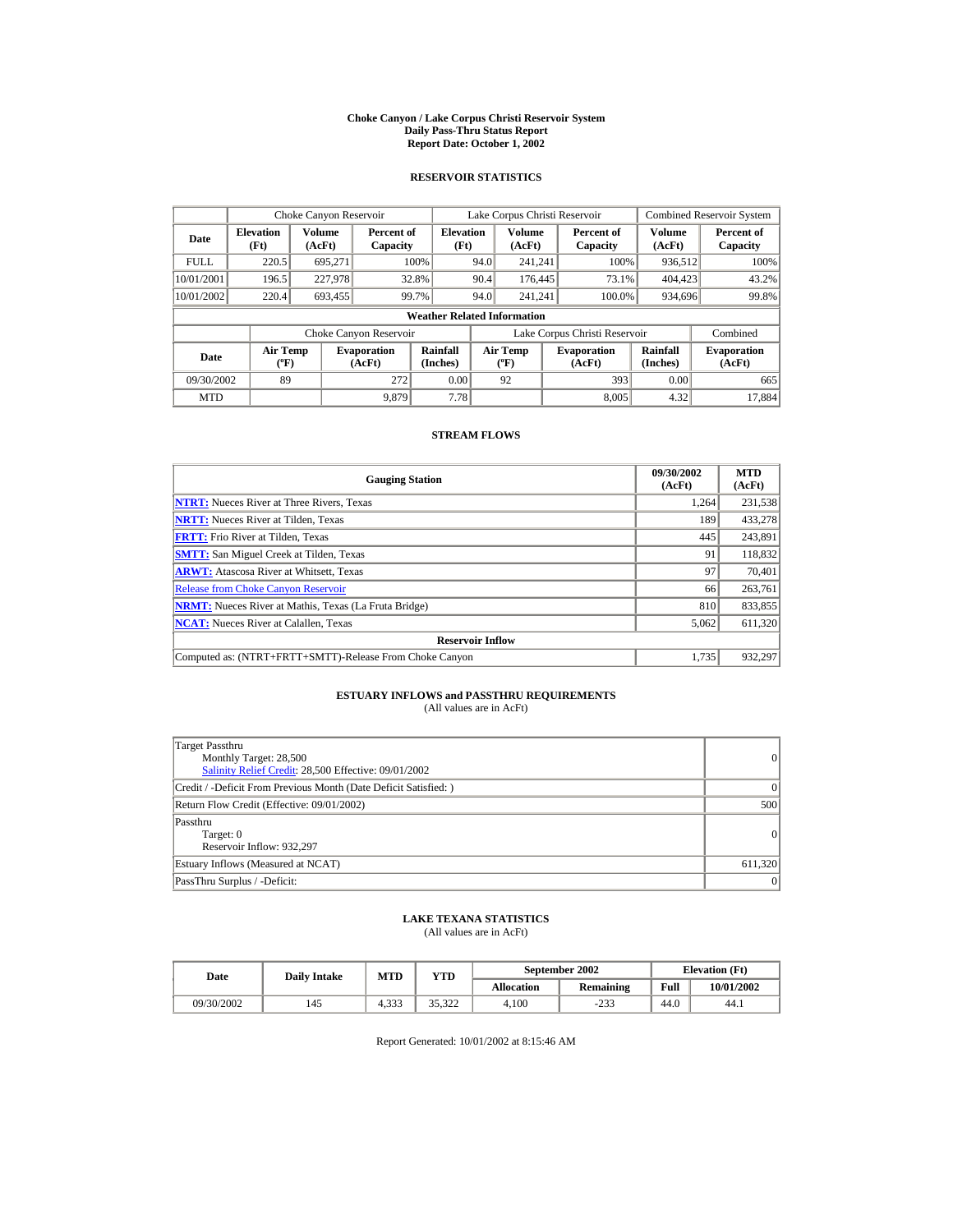# Choke Canyon / Lake Corpus Christi Reservoir System
## Daily Pass-Thru Status Report
## Report Date: October 1, 2002

### RESERVOIR STATISTICS

| Date | Choke Canyon Reservoir | | | Lake Corpus Christi Reservoir | | | Combined Reservoir System | |
|---|---|---|---|---|---|---|---|---|
| | Elevation (Ft) | Volume (AcFt) | Percent of Capacity | Elevation (Ft) | Volume (AcFt) | Percent of Capacity | Volume (AcFt) | Percent of Capacity |
| FULL | 220.5 | 695,271 | 100% | 94.0 | 241,241 | 100% | 936,512 | 100% |
| 10/01/2001 | 196.5 | 227,978 | 32.8% | 90.4 | 176,445 | 73.1% | 404,423 | 43.2% |
| 10/01/2002 | 220.4 | 693,455 | 99.7% | 94.0 | 241,241 | 100.0% | 934,696 | 99.8% |

**Weather Related Information**

| Date | Choke Canyon Reservoir | | | Lake Corpus Christi Reservoir | | | Combined |
|---|---|---|---|---|---|---|---|
| | Air Temp (ºF) | Evaporation (AcFt) | Rainfall (Inches) | Air Temp (ºF) | Evaporation (AcFt) | Rainfall (Inches) | Evaporation (AcFt) |
| 09/30/2002 | 89 | 272 | 0.00 | 92 | 393 | 0.00 | 665 |
| MTD | | 9,879 | 7.78 | | 8,005 | 4.32 | 17,884 |

### STREAM FLOWS

| Gauging Station | 09/30/2002 (AcFt) | MTD (AcFt) |
|---|---|---|
| **NTRT:** Nueces River at Three Rivers, Texas | 1,264 | 231,538 |
| **NRTT:** Nueces River at Tilden, Texas | 189 | 433,278 |
| **FRTT:** Frio River at Tilden, Texas | 445 | 243,891 |
| **SMTT:** San Miguel Creek at Tilden, Texas | 91 | 118,832 |
| **ARWT:** Atascosa River at Whitsett, Texas | 97 | 70,401 |
| Release from Choke Canyon Reservoir | 66 | 263,761 |
| **NRMT:** Nueces River at Mathis, Texas (La Fruta Bridge) | 810 | 833,855 |
| **NCAT:** Nueces River at Calallen, Texas | 5,062 | 611,320 |
| **Reservoir Inflow** | | |
| Computed as: (NTRT+FRTT+SMTT)-Release From Choke Canyon | 1,735 | 932,297 |

### ESTUARY INFLOWS and PASSTHRU REQUIREMENTS
(All values are in AcFt)

| | |
|---|---|
| Target Passthru<br>Monthly Target: 28,500<br>Salinity Relief Credit: 28,500 Effective: 09/01/2002 | 0 |
| Credit / -Deficit From Previous Month (Date Deficit Satisfied: ) | 0 |
| Return Flow Credit (Effective: 09/01/2002) | 500 |
| Passthru<br>Target: 0<br>Reservoir Inflow: 932,297 | 0 |
| Estuary Inflows (Measured at NCAT) | 611,320 |
| PassThru Surplus / -Deficit: | 0 |

### LAKE TEXANA STATISTICS
(All values are in AcFt)

| Date | Daily Intake | MTD | YTD | September 2002 | | Elevation (Ft) | |
|---|---|---|---|---|---|---|---|
| | | | | Allocation | Remaining | Full | 10/01/2002 |
| 09/30/2002 | 145 | 4,333 | 35,322 | 4,100 | -233 | 44.0 | 44.1 |

Report Generated: 10/01/2002 at 8:15:46 AM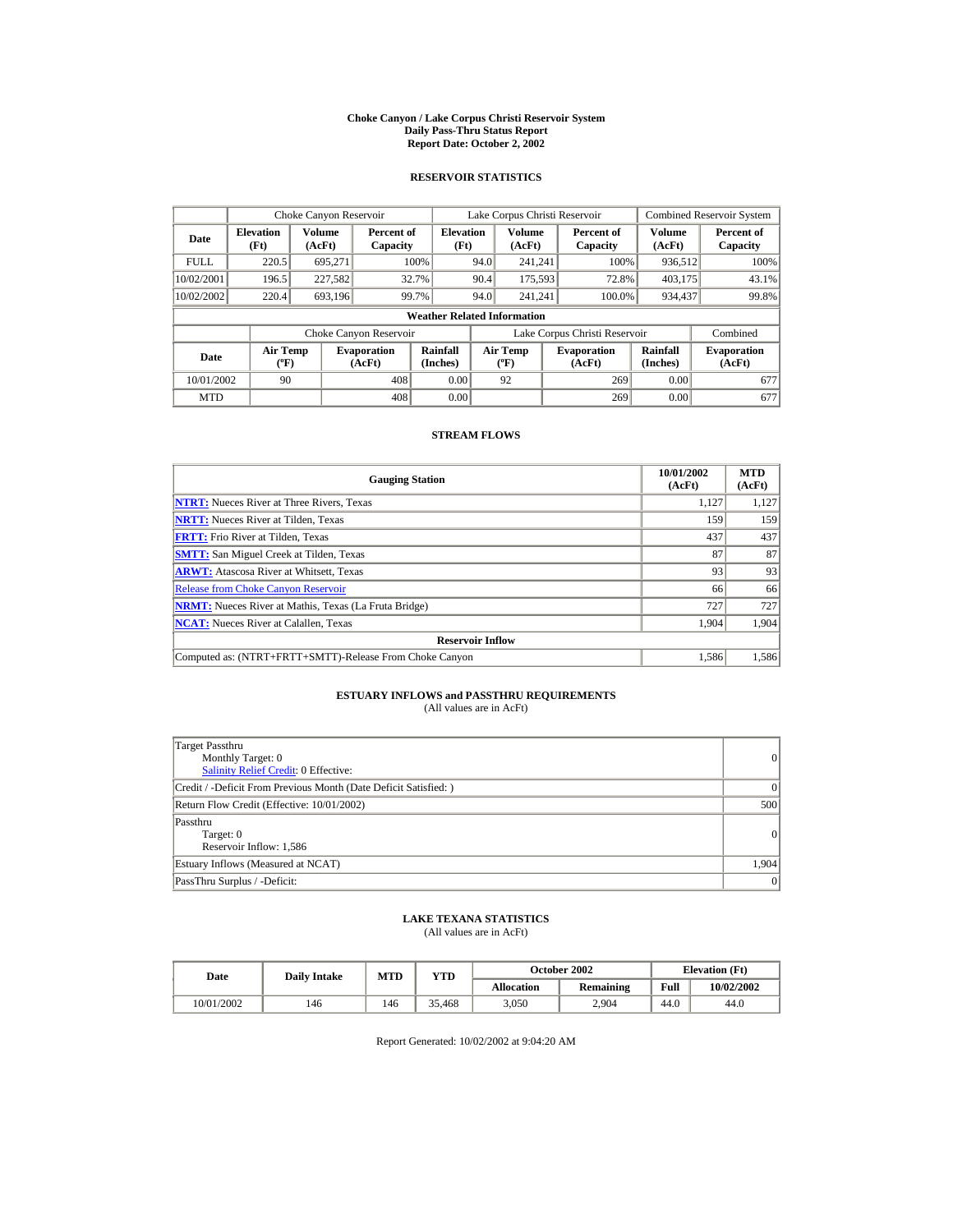# Choke Canyon / Lake Corpus Christi Reservoir System
## Daily Pass-Thru Status Report
## Report Date: October 2, 2002

### RESERVOIR STATISTICS

| Date | Choke Canyon Reservoir | | | Lake Corpus Christi Reservoir | | | Combined Reservoir System | |
|---|---|---|---|---|---|---|---|---|
| | Elevation (Ft) | Volume (AcFt) | Percent of Capacity | Elevation (Ft) | Volume (AcFt) | Percent of Capacity | Volume (AcFt) | Percent of Capacity |
| FULL | 220.5 | 695,271 | 100% | 94.0 | 241,241 | 100% | 936,512 | 100% |
| 10/02/2001 | 196.5 | 227,582 | 32.7% | 90.4 | 175,593 | 72.8% | 403,175 | 43.1% |
| 10/02/2002 | 220.4 | 693,196 | 99.7% | 94.0 | 241,241 | 100.0% | 934,437 | 99.8% |

**Weather Related Information**

| Date | Choke Canyon Reservoir | | | Lake Corpus Christi Reservoir | | | Combined |
|---|---|---|---|---|---|---|---|
| | Air Temp (ºF) | Evaporation (AcFt) | Rainfall (Inches) | Air Temp (ºF) | Evaporation (AcFt) | Rainfall (Inches) | Evaporation (AcFt) |
| 10/01/2002 | 90 | 408 | 0.00 | 92 | 269 | 0.00 | 677 |
| MTD | | 408 | 0.00 | | 269 | 0.00 | 677 |

### STREAM FLOWS

| Gauging Station | 10/01/2002 (AcFt) | MTD (AcFt) |
|---|---|---|
| **NTRT:** Nueces River at Three Rivers, Texas | 1,127 | 1,127 |
| **NRTT:** Nueces River at Tilden, Texas | 159 | 159 |
| **FRTT:** Frio River at Tilden, Texas | 437 | 437 |
| **SMTT:** San Miguel Creek at Tilden, Texas | 87 | 87 |
| **ARWT:** Atascosa River at Whitsett, Texas | 93 | 93 |
| Release from Choke Canyon Reservoir | 66 | 66 |
| **NRMT:** Nueces River at Mathis, Texas (La Fruta Bridge) | 727 | 727 |
| **NCAT:** Nueces River at Calallen, Texas | 1,904 | 1,904 |
| **Reservoir Inflow** | | |
| Computed as: (NTRT+FRTT+SMTT)-Release From Choke Canyon | 1,586 | 1,586 |

### ESTUARY INFLOWS and PASSTHRU REQUIREMENTS
(All values are in AcFt)

| | |
|---|---|
| Target Passthru<br>Monthly Target: 0<br>Salinity Relief Credit: 0 Effective: | 0 |
| Credit / -Deficit From Previous Month (Date Deficit Satisfied: ) | 0 |
| Return Flow Credit (Effective: 10/01/2002) | 500 |
| Passthru<br>Target: 0<br>Reservoir Inflow: 1,586 | 0 |
| Estuary Inflows (Measured at NCAT) | 1,904 |
| PassThru Surplus / -Deficit: | 0 |

### LAKE TEXANA STATISTICS
(All values are in AcFt)

| Date | Daily Intake | MTD | YTD | October 2002 | | Elevation (Ft) | |
|---|---|---|---|---|---|---|---|
| | | | | Allocation | Remaining | Full | 10/02/2002 |
| 10/01/2002 | 146 | 146 | 35,468 | 3,050 | 2,904 | 44.0 | 44.0 |

Report Generated: 10/02/2002 at 9:04:20 AM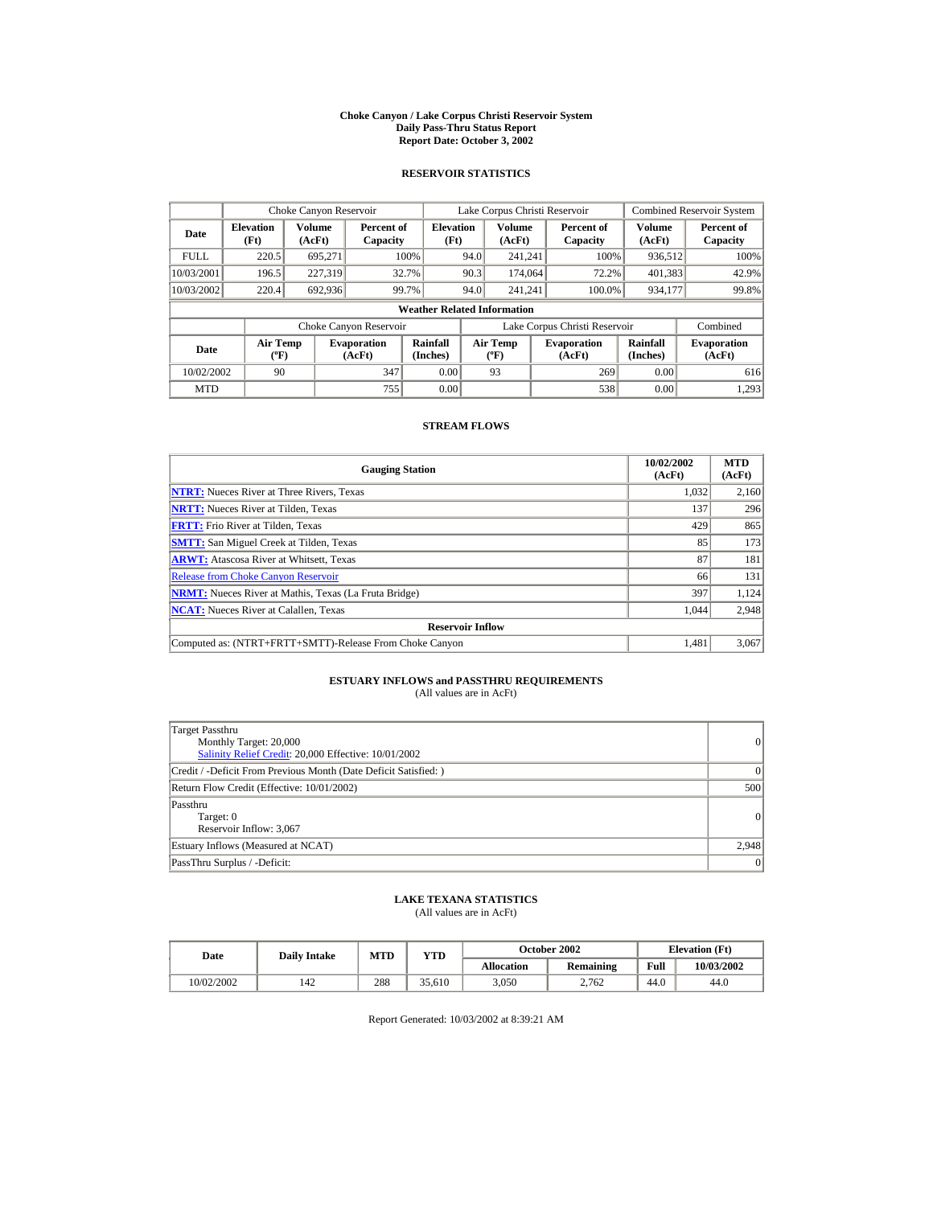# Choke Canyon / Lake Corpus Christi Reservoir System
## Daily Pass-Thru Status Report
## Report Date: October 3, 2002

### RESERVOIR STATISTICS

| Date | Choke Canyon Reservoir | | | Lake Corpus Christi Reservoir | | | Combined Reservoir System | |
|---|---|---|---|---|---|---|---|---|
| | Elevation (Ft) | Volume (AcFt) | Percent of Capacity | Elevation (Ft) | Volume (AcFt) | Percent of Capacity | Volume (AcFt) | Percent of Capacity |
| FULL | 220.5 | 695,271 | 100% | 94.0 | 241,241 | 100% | 936,512 | 100% |
| 10/03/2001 | 196.5 | 227,319 | 32.7% | 90.3 | 174,064 | 72.2% | 401,383 | 42.9% |
| 10/03/2002 | 220.4 | 692,936 | 99.7% | 94.0 | 241,241 | 100.0% | 934,177 | 99.8% |

**Weather Related Information**

| Date | Choke Canyon Reservoir | | | Lake Corpus Christi Reservoir | | | Combined |
|---|---|---|---|---|---|---|---|
| | Air Temp (ºF) | Evaporation (AcFt) | Rainfall (Inches) | Air Temp (ºF) | Evaporation (AcFt) | Rainfall (Inches) | Evaporation (AcFt) |
| 10/02/2002 | 90 | 347 | 0.00 | 93 | 269 | 0.00 | 616 |
| MTD | | 755 | 0.00 | | 538 | 0.00 | 1,293 |

### STREAM FLOWS

| Gauging Station | 10/02/2002 (AcFt) | MTD (AcFt) |
|---|---|---|
| NTRT: Nueces River at Three Rivers, Texas | 1,032 | 2,160 |
| NRTT: Nueces River at Tilden, Texas | 137 | 296 |
| FRTT: Frio River at Tilden, Texas | 429 | 865 |
| SMTT: San Miguel Creek at Tilden, Texas | 85 | 173 |
| ARWT: Atascosa River at Whitsett, Texas | 87 | 181 |
| Release from Choke Canyon Reservoir | 66 | 131 |
| NRMT: Nueces River at Mathis, Texas (La Fruta Bridge) | 397 | 1,124 |
| NCAT: Nueces River at Calallen, Texas | 1,044 | 2,948 |
| **Reservoir Inflow** | | |
| Computed as: (NTRT+FRTT+SMTT)-Release From Choke Canyon | 1,481 | 3,067 |

### ESTUARY INFLOWS and PASSTHRU REQUIREMENTS
(All values are in AcFt)

| Item | Value |
|---|---|
| Target Passthru<br>Monthly Target: 20,000<br>Salinity Relief Credit: 20,000 Effective: 10/01/2002 | 0 |
| Credit / -Deficit From Previous Month (Date Deficit Satisfied: ) | 0 |
| Return Flow Credit (Effective: 10/01/2002) | 500 |
| Passthru<br>Target: 0<br>Reservoir Inflow: 3,067 | 0 |
| Estuary Inflows (Measured at NCAT) | 2,948 |
| PassThru Surplus / -Deficit: | 0 |

### LAKE TEXANA STATISTICS
(All values are in AcFt)

| Date | Daily Intake | MTD | YTD | October 2002 | | Elevation (Ft) | |
|---|---|---|---|---|---|---|---|
| | | | | Allocation | Remaining | Full | 10/03/2002 |
| 10/02/2002 | 142 | 288 | 35,610 | 3,050 | 2,762 | 44.0 | 44.0 |

Report Generated: 10/03/2002 at 8:39:21 AM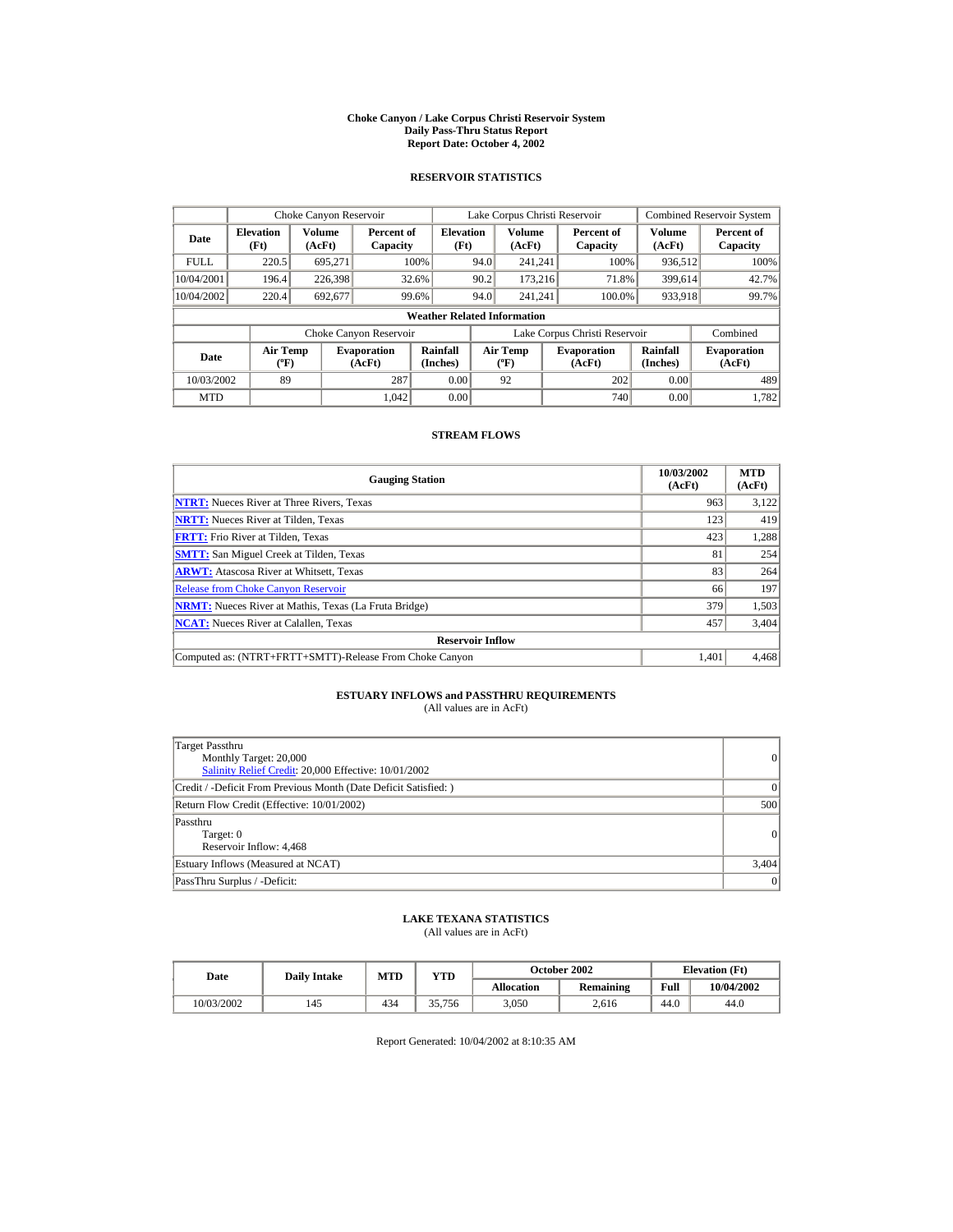# Choke Canyon / Lake Corpus Christi Reservoir System
## Daily Pass-Thru Status Report
## Report Date: October 4, 2002

### RESERVOIR STATISTICS

| Date | Choke Canyon Reservoir | | | Lake Corpus Christi Reservoir | | | Combined Reservoir System | |
|---|---|---|---|---|---|---|---|---|
| | Elevation (Ft) | Volume (AcFt) | Percent of Capacity | Elevation (Ft) | Volume (AcFt) | Percent of Capacity | Volume (AcFt) | Percent of Capacity |
| FULL | 220.5 | 695,271 | 100% | 94.0 | 241,241 | 100% | 936,512 | 100% |
| 10/04/2001 | 196.4 | 226,398 | 32.6% | 90.2 | 173,216 | 71.8% | 399,614 | 42.7% |
| 10/04/2002 | 220.4 | 692,677 | 99.6% | 94.0 | 241,241 | 100.0% | 933,918 | 99.7% |

**Weather Related Information**

| Date | Choke Canyon Reservoir | | | Lake Corpus Christi Reservoir | | | Combined |
|---|---|---|---|---|---|---|---|
| | Air Temp (ºF) | Evaporation (AcFt) | Rainfall (Inches) | Air Temp (ºF) | Evaporation (AcFt) | Rainfall (Inches) | Evaporation (AcFt) |
| 10/03/2002 | 89 | 287 | 0.00 | 92 | 202 | 0.00 | 489 |
| MTD | | 1,042 | 0.00 | | 740 | 0.00 | 1,782 |

### STREAM FLOWS

| Gauging Station | 10/03/2002 (AcFt) | MTD (AcFt) |
|---|---|---|
| **NTRT:** Nueces River at Three Rivers, Texas | 963 | 3,122 |
| **NRTT:** Nueces River at Tilden, Texas | 123 | 419 |
| **FRTT:** Frio River at Tilden, Texas | 423 | 1,288 |
| **SMTT:** San Miguel Creek at Tilden, Texas | 81 | 254 |
| **ARWT:** Atascosa River at Whitsett, Texas | 83 | 264 |
| Release from Choke Canyon Reservoir | 66 | 197 |
| **NRMT:** Nueces River at Mathis, Texas (La Fruta Bridge) | 379 | 1,503 |
| **NCAT:** Nueces River at Calallen, Texas | 457 | 3,404 |
| **Reservoir Inflow** | | |
| Computed as: (NTRT+FRTT+SMTT)-Release From Choke Canyon | 1,401 | 4,468 |

### ESTUARY INFLOWS and PASSTHRU REQUIREMENTS
(All values are in AcFt)

| | |
|---|---|
| Target Passthru<br>Monthly Target: 20,000<br>Salinity Relief Credit: 20,000 Effective: 10/01/2002 | 0 |
| Credit / -Deficit From Previous Month (Date Deficit Satisfied: ) | 0 |
| Return Flow Credit (Effective: 10/01/2002) | 500 |
| Passthru<br>Target: 0<br>Reservoir Inflow: 4,468 | 0 |
| Estuary Inflows (Measured at NCAT) | 3,404 |
| PassThru Surplus / -Deficit: | 0 |

### LAKE TEXANA STATISTICS
(All values are in AcFt)

| Date | Daily Intake | MTD | YTD | October 2002 | | Elevation (Ft) | |
|---|---|---|---|---|---|---|---|
| | | | | Allocation | Remaining | Full | 10/04/2002 |
| 10/03/2002 | 145 | 434 | 35,756 | 3,050 | 2,616 | 44.0 | 44.0 |

Report Generated: 10/04/2002 at 8:10:35 AM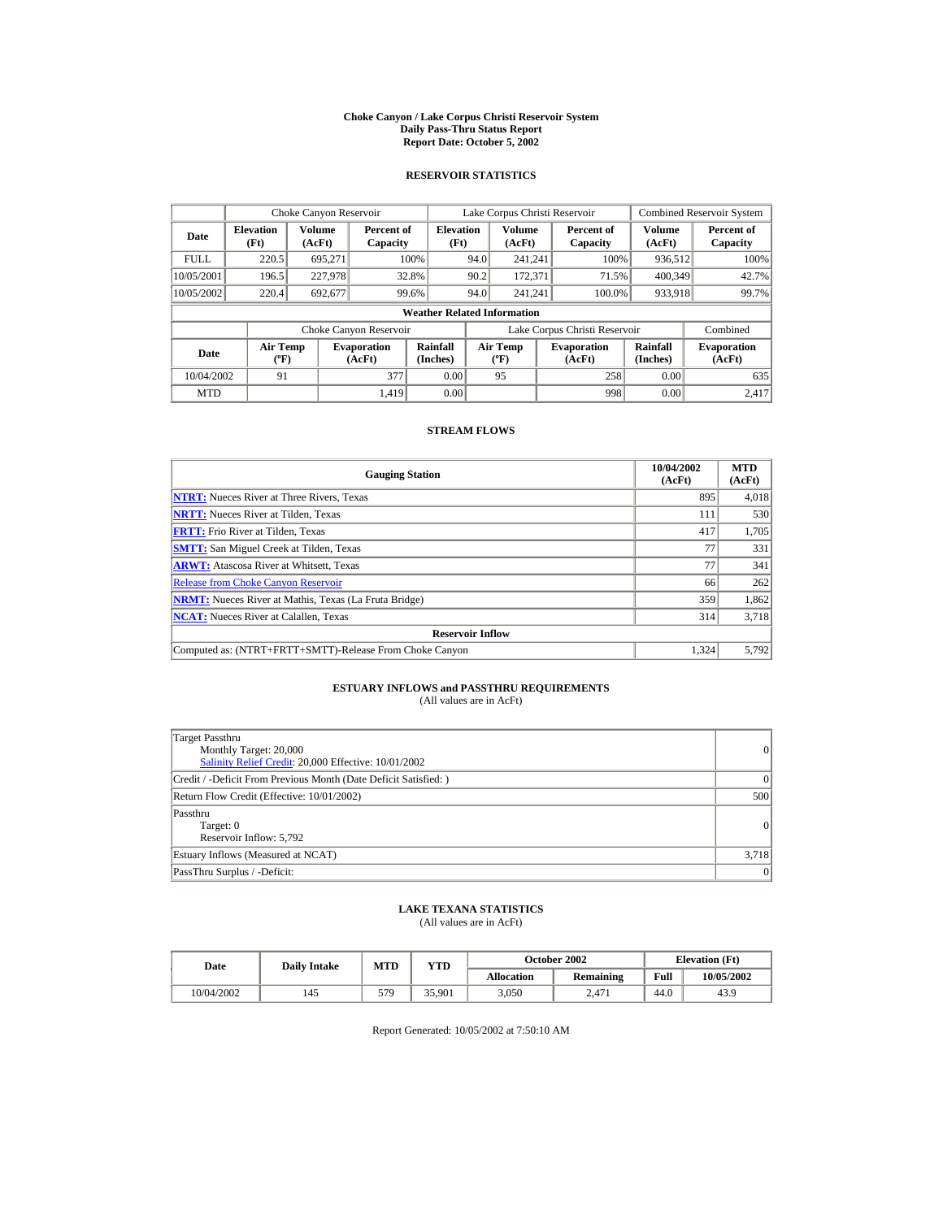# Choke Canyon / Lake Corpus Christi Reservoir System
## Daily Pass-Thru Status Report
### Report Date: October 5, 2002

## RESERVOIR STATISTICS

| Date | Choke Canyon Reservoir | | | Lake Corpus Christi Reservoir | | | Combined Reservoir System | |
|---|---|---|---|---|---|---|---|---|
| | Elevation (Ft) | Volume (AcFt) | Percent of Capacity | Elevation (Ft) | Volume (AcFt) | Percent of Capacity | Volume (AcFt) | Percent of Capacity |
| FULL | 220.5 | 695,271 | 100% | 94.0 | 241,241 | 100% | 936,512 | 100% |
| 10/05/2001 | 196.5 | 227,978 | 32.8% | 90.2 | 172,371 | 71.5% | 400,349 | 42.7% |
| 10/05/2002 | 220.4 | 692,677 | 99.6% | 94.0 | 241,241 | 100.0% | 933,918 | 99.7% |

**Weather Related Information**

| Date | Choke Canyon Reservoir | | | Lake Corpus Christi Reservoir | | | Combined |
|---|---|---|---|---|---|---|---|
| | Air Temp (ºF) | Evaporation (AcFt) | Rainfall (Inches) | Air Temp (ºF) | Evaporation (AcFt) | Rainfall (Inches) | Evaporation (AcFt) |
| 10/04/2002 | 91 | 377 | 0.00 | 95 | 258 | 0.00 | 635 |
| MTD | | 1,419 | 0.00 | | 998 | 0.00 | 2,417 |

## STREAM FLOWS

| Gauging Station | 10/04/2002 (AcFt) | MTD (AcFt) |
|---|---|---|
| **NTRT:** Nueces River at Three Rivers, Texas | 895 | 4,018 |
| **NRTT:** Nueces River at Tilden, Texas | 111 | 530 |
| **FRTT:** Frio River at Tilden, Texas | 417 | 1,705 |
| **SMTT:** San Miguel Creek at Tilden, Texas | 77 | 331 |
| **ARWT:** Atascosa River at Whitsett, Texas | 77 | 341 |
| Release from Choke Canyon Reservoir | 66 | 262 |
| **NRMT:** Nueces River at Mathis, Texas (La Fruta Bridge) | 359 | 1,862 |
| **NCAT:** Nueces River at Calallen, Texas | 314 | 3,718 |
| **Reservoir Inflow** | | |
| Computed as: (NTRT+FRTT+SMTT)-Release From Choke Canyon | 1,324 | 5,792 |

## ESTUARY INFLOWS and PASSTHRU REQUIREMENTS
(All values are in AcFt)

| | |
|---|---|
| Target Passthru<br>Monthly Target: 20,000<br>Salinity Relief Credit: 20,000 Effective: 10/01/2002 | 0 |
| Credit / -Deficit From Previous Month (Date Deficit Satisfied: ) | 0 |
| Return Flow Credit (Effective: 10/01/2002) | 500 |
| Passthru<br>Target: 0<br>Reservoir Inflow: 5,792 | 0 |
| Estuary Inflows (Measured at NCAT) | 3,718 |
| PassThru Surplus / -Deficit: | 0 |

## LAKE TEXANA STATISTICS
(All values are in AcFt)

| Date | Daily Intake | MTD | YTD | October 2002 | | Elevation (Ft) | |
|---|---|---|---|---|---|---|---|
| | | | | Allocation | Remaining | Full | 10/05/2002 |
| 10/04/2002 | 145 | 579 | 35,901 | 3,050 | 2,471 | 44.0 | 43.9 |

Report Generated: 10/05/2002 at 7:50:10 AM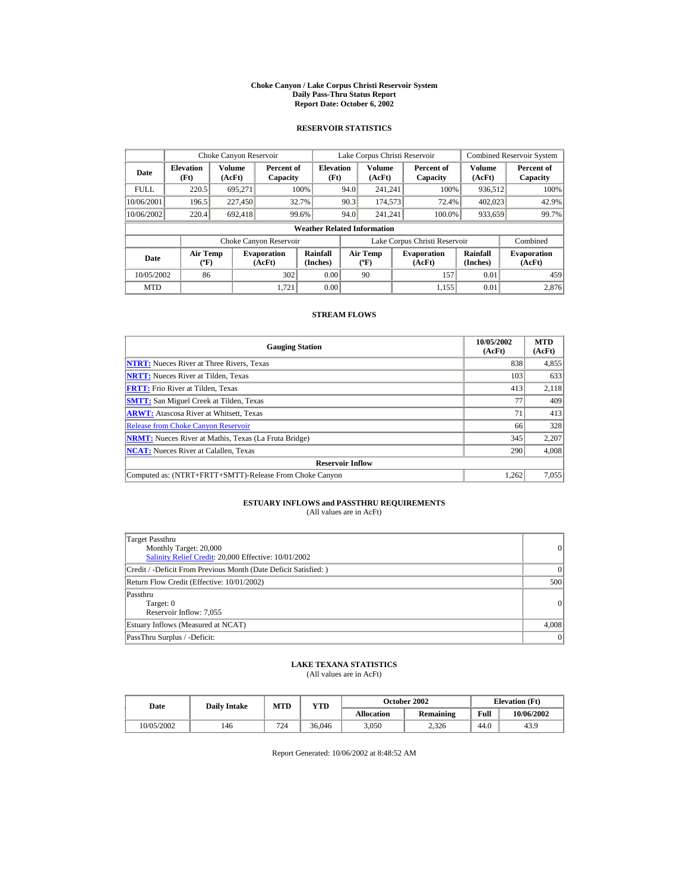# Choke Canyon / Lake Corpus Christi Reservoir System
## Daily Pass-Thru Status Report
## Report Date: October 6, 2002

### RESERVOIR STATISTICS

| Date | Choke Canyon Reservoir | | | Lake Corpus Christi Reservoir | | | Combined Reservoir System | |
|---|---|---|---|---|---|---|---|---|
| | Elevation (Ft) | Volume (AcFt) | Percent of Capacity | Elevation (Ft) | Volume (AcFt) | Percent of Capacity | Volume (AcFt) | Percent of Capacity |
| FULL | 220.5 | 695,271 | 100% | 94.0 | 241,241 | 100% | 936,512 | 100% |
| 10/06/2001 | 196.5 | 227,450 | 32.7% | 90.3 | 174,573 | 72.4% | 402,023 | 42.9% |
| 10/06/2002 | 220.4 | 692,418 | 99.6% | 94.0 | 241,241 | 100.0% | 933,659 | 99.7% |

**Weather Related Information**

| Date | Choke Canyon Reservoir | | | Lake Corpus Christi Reservoir | | | Combined |
|---|---|---|---|---|---|---|---|
| | Air Temp (ºF) | Evaporation (AcFt) | Rainfall (Inches) | Air Temp (ºF) | Evaporation (AcFt) | Rainfall (Inches) | Evaporation (AcFt) |
| 10/05/2002 | 86 | 302 | 0.00 | 90 | 157 | 0.01 | 459 |
| MTD | | 1,721 | 0.00 | | 1,155 | 0.01 | 2,876 |

### STREAM FLOWS

| Gauging Station | 10/05/2002 (AcFt) | MTD (AcFt) |
|---|---|---|
| **NTRT:** Nueces River at Three Rivers, Texas | 838 | 4,855 |
| **NRTT:** Nueces River at Tilden, Texas | 103 | 633 |
| **FRTT:** Frio River at Tilden, Texas | 413 | 2,118 |
| **SMTT:** San Miguel Creek at Tilden, Texas | 77 | 409 |
| **ARWT:** Atascosa River at Whitsett, Texas | 71 | 413 |
| Release from Choke Canyon Reservoir | 66 | 328 |
| **NRMT:** Nueces River at Mathis, Texas (La Fruta Bridge) | 345 | 2,207 |
| **NCAT:** Nueces River at Calallen, Texas | 290 | 4,008 |
| **Reservoir Inflow** | | |
| Computed as: (NTRT+FRTT+SMTT)-Release From Choke Canyon | 1,262 | 7,055 |

### ESTUARY INFLOWS and PASSTHRU REQUIREMENTS
(All values are in AcFt)

| | |
|---|---|
| Target Passthru<br>Monthly Target: 20,000<br>Salinity Relief Credit: 20,000 Effective: 10/01/2002 | 0 |
| Credit / -Deficit From Previous Month (Date Deficit Satisfied: ) | 0 |
| Return Flow Credit (Effective: 10/01/2002) | 500 |
| Passthru<br>Target: 0<br>Reservoir Inflow: 7,055 | 0 |
| Estuary Inflows (Measured at NCAT) | 4,008 |
| PassThru Surplus / -Deficit: | 0 |

### LAKE TEXANA STATISTICS
(All values are in AcFt)

| Date | Daily Intake | MTD | YTD | October 2002 | | Elevation (Ft) | |
|---|---|---|---|---|---|---|---|
| | | | | Allocation | Remaining | Full | 10/06/2002 |
| 10/05/2002 | 146 | 724 | 36,046 | 3,050 | 2,326 | 44.0 | 43.9 |

Report Generated: 10/06/2002 at 8:48:52 AM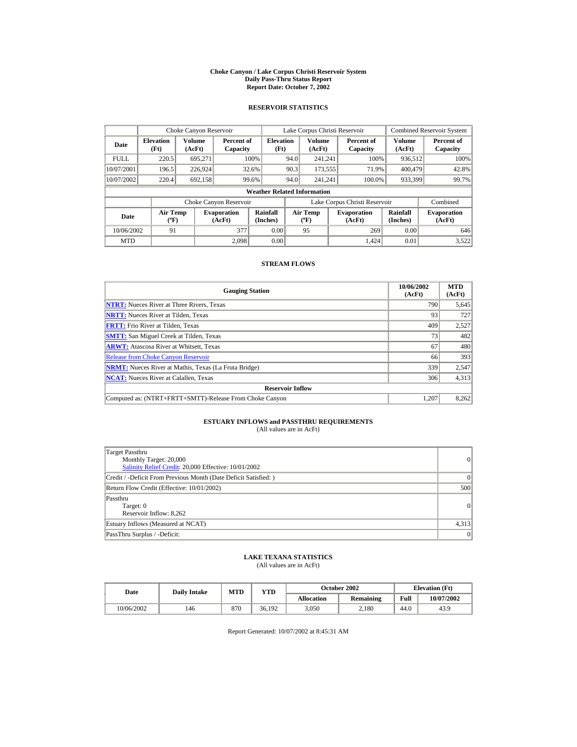# Choke Canyon / Lake Corpus Christi Reservoir System
## Daily Pass-Thru Status Report
## Report Date: October 7, 2002

### RESERVOIR STATISTICS

| Date | Choke Canyon Reservoir | | | Lake Corpus Christi Reservoir | | | Combined Reservoir System | |
|---|---|---|---|---|---|---|---|---|
| | Elevation (Ft) | Volume (AcFt) | Percent of Capacity | Elevation (Ft) | Volume (AcFt) | Percent of Capacity | Volume (AcFt) | Percent of Capacity |
| FULL | 220.5 | 695,271 | 100% | 94.0 | 241,241 | 100% | 936,512 | 100% |
| 10/07/2001 | 196.5 | 226,924 | 32.6% | 90.3 | 173,555 | 71.9% | 400,479 | 42.8% |
| 10/07/2002 | 220.4 | 692,158 | 99.6% | 94.0 | 241,241 | 100.0% | 933,399 | 99.7% |

**Weather Related Information**

| Date | Choke Canyon Reservoir | | | Lake Corpus Christi Reservoir | | | Combined |
|---|---|---|---|---|---|---|---|
| | Air Temp (ºF) | Evaporation (AcFt) | Rainfall (Inches) | Air Temp (ºF) | Evaporation (AcFt) | Rainfall (Inches) | Evaporation (AcFt) |
| 10/06/2002 | 91 | 377 | 0.00 | 95 | 269 | 0.00 | 646 |
| MTD | | 2,098 | 0.00 | | 1,424 | 0.01 | 3,522 |

### STREAM FLOWS

| Gauging Station | 10/06/2002 (AcFt) | MTD (AcFt) |
|---|---|---|
| **NTRT:** Nueces River at Three Rivers, Texas | 790 | 5,645 |
| **NRTT:** Nueces River at Tilden, Texas | 93 | 727 |
| **FRTT:** Frio River at Tilden, Texas | 409 | 2,527 |
| **SMTT:** San Miguel Creek at Tilden, Texas | 73 | 482 |
| **ARWT:** Atascosa River at Whitsett, Texas | 67 | 480 |
| Release from Choke Canyon Reservoir | 66 | 393 |
| **NRMT:** Nueces River at Mathis, Texas (La Fruta Bridge) | 339 | 2,547 |
| **NCAT:** Nueces River at Calallen, Texas | 306 | 4,313 |
| **Reservoir Inflow** | | |
| Computed as: (NTRT+FRTT+SMTT)-Release From Choke Canyon | 1,207 | 8,262 |

### ESTUARY INFLOWS and PASSTHRU REQUIREMENTS
(All values are in AcFt)

| Item | Value |
|---|---|
| Target Passthru<br>Monthly Target: 20,000<br>Salinity Relief Credit: 20,000 Effective: 10/01/2002 | 0 |
| Credit / -Deficit From Previous Month (Date Deficit Satisfied: ) | 0 |
| Return Flow Credit (Effective: 10/01/2002) | 500 |
| Passthru<br>Target: 0<br>Reservoir Inflow: 8,262 | 0 |
| Estuary Inflows (Measured at NCAT) | 4,313 |
| PassThru Surplus / -Deficit: | 0 |

### LAKE TEXANA STATISTICS
(All values are in AcFt)

| Date | Daily Intake | MTD | YTD | October 2002 | | Elevation (Ft) | |
|---|---|---|---|---|---|---|---|
| | | | | Allocation | Remaining | Full | 10/07/2002 |
| 10/06/2002 | 146 | 870 | 36,192 | 3,050 | 2,180 | 44.0 | 43.9 |

Report Generated: 10/07/2002 at 8:45:31 AM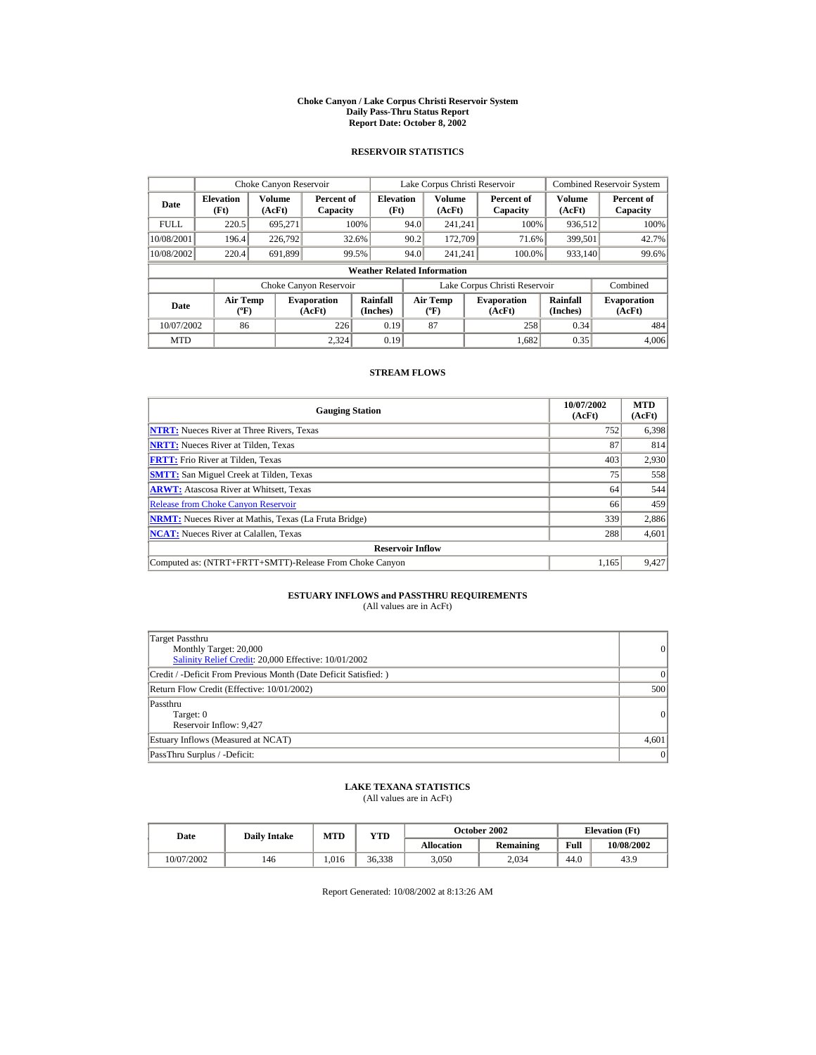# Choke Canyon / Lake Corpus Christi Reservoir System
## Daily Pass-Thru Status Report
### Report Date: October 8, 2002

## RESERVOIR STATISTICS

| Date | Choke Canyon Reservoir | | | Lake Corpus Christi Reservoir | | | Combined Reservoir System | |
|---|---|---|---|---|---|---|---|---|
| | Elevation (Ft) | Volume (AcFt) | Percent of Capacity | Elevation (Ft) | Volume (AcFt) | Percent of Capacity | Volume (AcFt) | Percent of Capacity |
| FULL | 220.5 | 695,271 | 100% | 94.0 | 241,241 | 100% | 936,512 | 100% |
| 10/08/2001 | 196.4 | 226,792 | 32.6% | 90.2 | 172,709 | 71.6% | 399,501 | 42.7% |
| 10/08/2002 | 220.4 | 691,899 | 99.5% | 94.0 | 241,241 | 100.0% | 933,140 | 99.6% |

**Weather Related Information**

| Date | Choke Canyon Reservoir | | | Lake Corpus Christi Reservoir | | | Combined |
|---|---|---|---|---|---|---|---|
| | Air Temp (ºF) | Evaporation (AcFt) | Rainfall (Inches) | Air Temp (ºF) | Evaporation (AcFt) | Rainfall (Inches) | Evaporation (AcFt) |
| 10/07/2002 | 86 | 226 | 0.19 | 87 | 258 | 0.34 | 484 |
| MTD | | 2,324 | 0.19 | | 1,682 | 0.35 | 4,006 |

## STREAM FLOWS

| Gauging Station | 10/07/2002 (AcFt) | MTD (AcFt) |
|---|---|---|
| NTRT: Nueces River at Three Rivers, Texas | 752 | 6,398 |
| NRTT: Nueces River at Tilden, Texas | 87 | 814 |
| FRTT: Frio River at Tilden, Texas | 403 | 2,930 |
| SMTT: San Miguel Creek at Tilden, Texas | 75 | 558 |
| ARWT: Atascosa River at Whitsett, Texas | 64 | 544 |
| Release from Choke Canyon Reservoir | 66 | 459 |
| NRMT: Nueces River at Mathis, Texas (La Fruta Bridge) | 339 | 2,886 |
| NCAT: Nueces River at Calallen, Texas | 288 | 4,601 |
| **Reservoir Inflow** | | |
| Computed as: (NTRT+FRTT+SMTT)-Release From Choke Canyon | 1,165 | 9,427 |

## ESTUARY INFLOWS and PASSTHRU REQUIREMENTS
(All values are in AcFt)

| | |
|---|---|
| Target Passthru<br>Monthly Target: 20,000<br>Salinity Relief Credit: 20,000 Effective: 10/01/2002 | 0 |
| Credit / -Deficit From Previous Month (Date Deficit Satisfied: ) | 0 |
| Return Flow Credit (Effective: 10/01/2002) | 500 |
| Passthru<br>Target: 0<br>Reservoir Inflow: 9,427 | 0 |
| Estuary Inflows (Measured at NCAT) | 4,601 |
| PassThru Surplus / -Deficit: | 0 |

## LAKE TEXANA STATISTICS
(All values are in AcFt)

| Date | Daily Intake | MTD | YTD | October 2002 | | Elevation (Ft) | |
|---|---|---|---|---|---|---|---|
| | | | | Allocation | Remaining | Full | 10/08/2002 |
| 10/07/2002 | 146 | 1,016 | 36,338 | 3,050 | 2,034 | 44.0 | 43.9 |

Report Generated: 10/08/2002 at 8:13:26 AM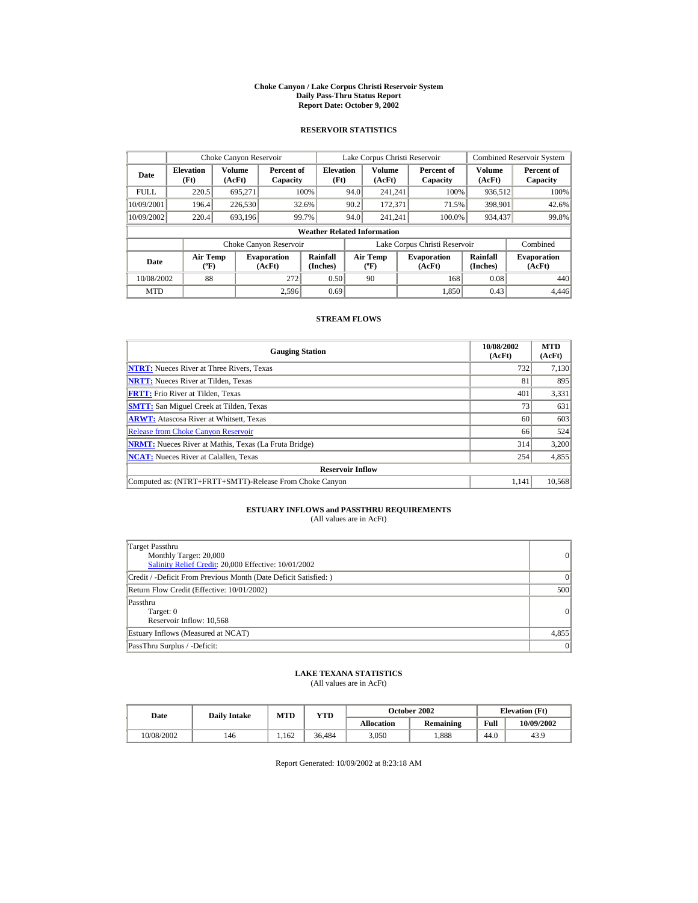# Choke Canyon / Lake Corpus Christi Reservoir System
## Daily Pass-Thru Status Report
## Report Date: October 9, 2002

### RESERVOIR STATISTICS

| Date | Choke Canyon Reservoir | | | Lake Corpus Christi Reservoir | | | Combined Reservoir System | |
|---|---|---|---|---|---|---|---|---|
| | Elevation (Ft) | Volume (AcFt) | Percent of Capacity | Elevation (Ft) | Volume (AcFt) | Percent of Capacity | Volume (AcFt) | Percent of Capacity |
| FULL | 220.5 | 695,271 | 100% | 94.0 | 241,241 | 100% | 936,512 | 100% |
| 10/09/2001 | 196.4 | 226,530 | 32.6% | 90.2 | 172,371 | 71.5% | 398,901 | 42.6% |
| 10/09/2002 | 220.4 | 693,196 | 99.7% | 94.0 | 241,241 | 100.0% | 934,437 | 99.8% |

**Weather Related Information**

| Date | Choke Canyon Reservoir | | | Lake Corpus Christi Reservoir | | | Combined |
|---|---|---|---|---|---|---|---|
| | Air Temp (ºF) | Evaporation (AcFt) | Rainfall (Inches) | Air Temp (ºF) | Evaporation (AcFt) | Rainfall (Inches) | Evaporation (AcFt) |
| 10/08/2002 | 88 | 272 | 0.50 | 90 | 168 | 0.08 | 440 |
| MTD | | 2,596 | 0.69 | | 1,850 | 0.43 | 4,446 |

### STREAM FLOWS

| Gauging Station | 10/08/2002 (AcFt) | MTD (AcFt) |
|---|---|---|
| NTRT: Nueces River at Three Rivers, Texas | 732 | 7,130 |
| NRTT: Nueces River at Tilden, Texas | 81 | 895 |
| FRTT: Frio River at Tilden, Texas | 401 | 3,331 |
| SMTT: San Miguel Creek at Tilden, Texas | 73 | 631 |
| ARWT: Atascosa River at Whitsett, Texas | 60 | 603 |
| Release from Choke Canyon Reservoir | 66 | 524 |
| NRMT: Nueces River at Mathis, Texas (La Fruta Bridge) | 314 | 3,200 |
| NCAT: Nueces River at Calallen, Texas | 254 | 4,855 |
| **Reservoir Inflow** | | |
| Computed as: (NTRT+FRTT+SMTT)-Release From Choke Canyon | 1,141 | 10,568 |

### ESTUARY INFLOWS and PASSTHRU REQUIREMENTS
(All values are in AcFt)

| | |
|---|---|
| Target Passthru<br>Monthly Target: 20,000<br>Salinity Relief Credit: 20,000 Effective: 10/01/2002 | 0 |
| Credit / -Deficit From Previous Month (Date Deficit Satisfied: ) | 0 |
| Return Flow Credit (Effective: 10/01/2002) | 500 |
| Passthru<br>Target: 0<br>Reservoir Inflow: 10,568 | 0 |
| Estuary Inflows (Measured at NCAT) | 4,855 |
| PassThru Surplus / -Deficit: | 0 |

### LAKE TEXANA STATISTICS
(All values are in AcFt)

| Date | Daily Intake | MTD | YTD | October 2002 | | Elevation (Ft) | |
|---|---|---|---|---|---|---|---|
| | | | | Allocation | Remaining | Full | 10/09/2002 |
| 10/08/2002 | 146 | 1,162 | 36,484 | 3,050 | 1,888 | 44.0 | 43.9 |

Report Generated: 10/09/2002 at 8:23:18 AM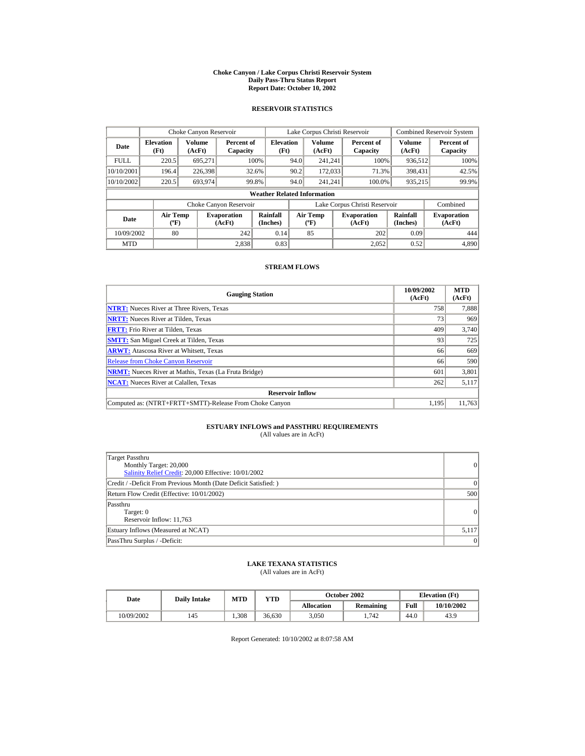# Choke Canyon / Lake Corpus Christi Reservoir System
## Daily Pass-Thru Status Report
### Report Date: October 10, 2002

## RESERVOIR STATISTICS

| Date | Choke Canyon Reservoir | | | Lake Corpus Christi Reservoir | | | Combined Reservoir System | |
|---|---|---|---|---|---|---|---|---|
| | Elevation (Ft) | Volume (AcFt) | Percent of Capacity | Elevation (Ft) | Volume (AcFt) | Percent of Capacity | Volume (AcFt) | Percent of Capacity |
| FULL | 220.5 | 695,271 | 100% | 94.0 | 241,241 | 100% | 936,512 | 100% |
| 10/10/2001 | 196.4 | 226,398 | 32.6% | 90.2 | 172,033 | 71.3% | 398,431 | 42.5% |
| 10/10/2002 | 220.5 | 693,974 | 99.8% | 94.0 | 241,241 | 100.0% | 935,215 | 99.9% |

**Weather Related Information**

| Date | Choke Canyon Reservoir | | | Lake Corpus Christi Reservoir | | | Combined |
|---|---|---|---|---|---|---|---|
| | Air Temp (ºF) | Evaporation (AcFt) | Rainfall (Inches) | Air Temp (ºF) | Evaporation (AcFt) | Rainfall (Inches) | Evaporation (AcFt) |
| 10/09/2002 | 80 | 242 | 0.14 | 85 | 202 | 0.09 | 444 |
| MTD | | 2,838 | 0.83 | | 2,052 | 0.52 | 4,890 |

## STREAM FLOWS

| Gauging Station | 10/09/2002 (AcFt) | MTD (AcFt) |
|---|---|---|
| **NTRT:** Nueces River at Three Rivers, Texas | 758 | 7,888 |
| **NRTT:** Nueces River at Tilden, Texas | 73 | 969 |
| **FRTT:** Frio River at Tilden, Texas | 409 | 3,740 |
| **SMTT:** San Miguel Creek at Tilden, Texas | 93 | 725 |
| **ARWT:** Atascosa River at Whitsett, Texas | 66 | 669 |
| Release from Choke Canyon Reservoir | 66 | 590 |
| **NRMT:** Nueces River at Mathis, Texas (La Fruta Bridge) | 601 | 3,801 |
| **NCAT:** Nueces River at Calallen, Texas | 262 | 5,117 |
| **Reservoir Inflow** | | |
| Computed as: (NTRT+FRTT+SMTT)-Release From Choke Canyon | 1,195 | 11,763 |

## ESTUARY INFLOWS and PASSTHRU REQUIREMENTS
(All values are in AcFt)

| | |
|---|---|
| Target Passthru<br>Monthly Target: 20,000<br>Salinity Relief Credit: 20,000 Effective: 10/01/2002 | 0 |
| Credit / -Deficit From Previous Month (Date Deficit Satisfied: ) | 0 |
| Return Flow Credit (Effective: 10/01/2002) | 500 |
| Passthru<br>Target: 0<br>Reservoir Inflow: 11,763 | 0 |
| Estuary Inflows (Measured at NCAT) | 5,117 |
| PassThru Surplus / -Deficit: | 0 |

## LAKE TEXANA STATISTICS
(All values are in AcFt)

| Date | Daily Intake | MTD | YTD | October 2002 | | Elevation (Ft) | |
|---|---|---|---|---|---|---|---|
| | | | | Allocation | Remaining | Full | 10/10/2002 |
| 10/09/2002 | 145 | 1,308 | 36,630 | 3,050 | 1,742 | 44.0 | 43.9 |

Report Generated: 10/10/2002 at 8:07:58 AM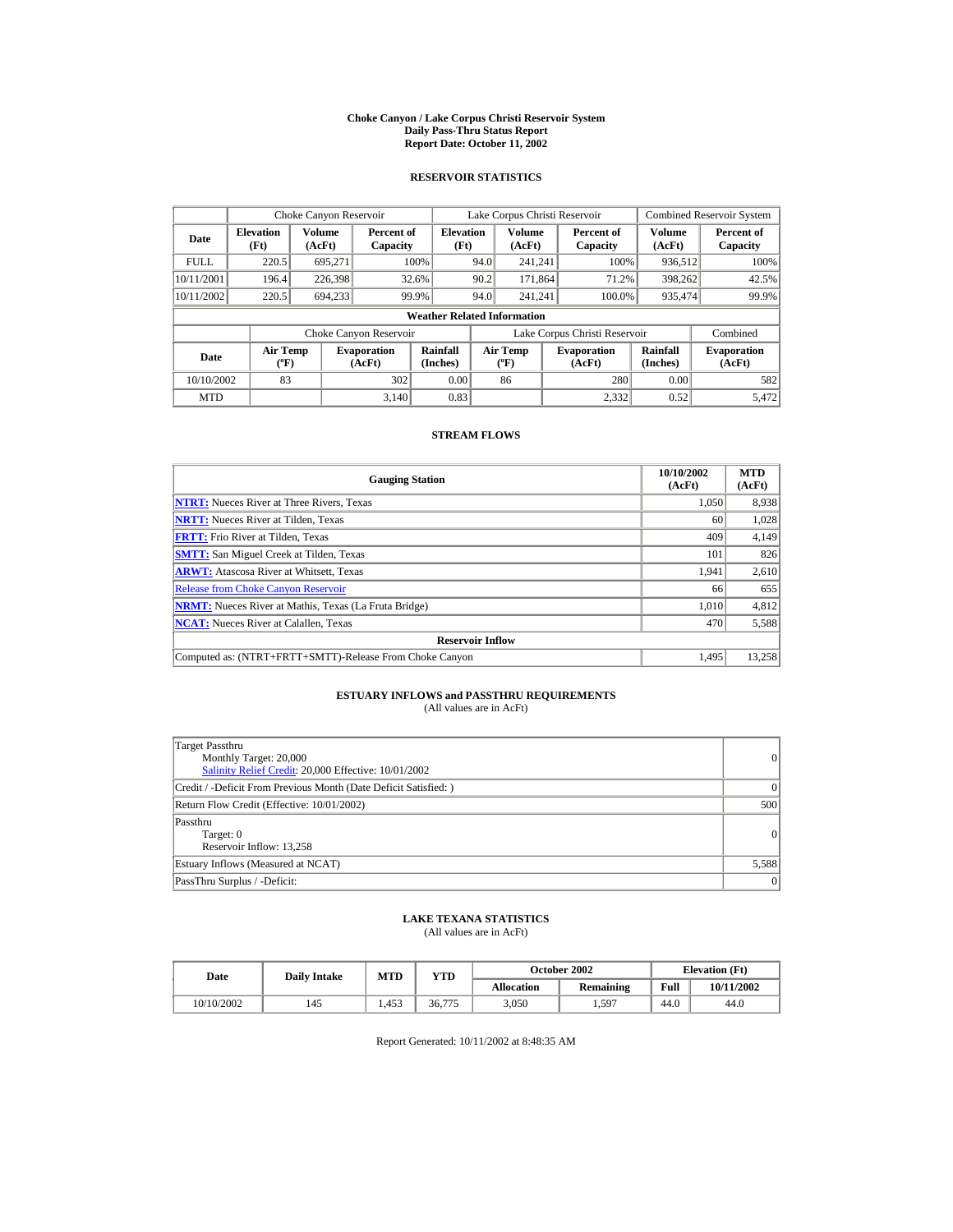# Choke Canyon / Lake Corpus Christi Reservoir System
## Daily Pass-Thru Status Report
### Report Date: October 11, 2002

## RESERVOIR STATISTICS

| Date | Choke Canyon Reservoir | | | Lake Corpus Christi Reservoir | | | Combined Reservoir System | |
|---|---|---|---|---|---|---|---|---|
| | Elevation (Ft) | Volume (AcFt) | Percent of Capacity | Elevation (Ft) | Volume (AcFt) | Percent of Capacity | Volume (AcFt) | Percent of Capacity |
| FULL | 220.5 | 695,271 | 100% | 94.0 | 241,241 | 100% | 936,512 | 100% |
| 10/11/2001 | 196.4 | 226,398 | 32.6% | 90.2 | 171,864 | 71.2% | 398,262 | 42.5% |
| 10/11/2002 | 220.5 | 694,233 | 99.9% | 94.0 | 241,241 | 100.0% | 935,474 | 99.9% |

**Weather Related Information**

| Date | Choke Canyon Reservoir | | | Lake Corpus Christi Reservoir | | | Combined |
|---|---|---|---|---|---|---|---|
| | Air Temp (ºF) | Evaporation (AcFt) | Rainfall (Inches) | Air Temp (ºF) | Evaporation (AcFt) | Rainfall (Inches) | Evaporation (AcFt) |
| 10/10/2002 | 83 | 302 | 0.00 | 86 | 280 | 0.00 | 582 |
| MTD | | 3,140 | 0.83 | | 2,332 | 0.52 | 5,472 |

## STREAM FLOWS

| Gauging Station | 10/10/2002 (AcFt) | MTD (AcFt) |
|---|---|---|
| NTRT: Nueces River at Three Rivers, Texas | 1,050 | 8,938 |
| NRTT: Nueces River at Tilden, Texas | 60 | 1,028 |
| FRTT: Frio River at Tilden, Texas | 409 | 4,149 |
| SMTT: San Miguel Creek at Tilden, Texas | 101 | 826 |
| ARWT: Atascosa River at Whitsett, Texas | 1,941 | 2,610 |
| Release from Choke Canyon Reservoir | 66 | 655 |
| NRMT: Nueces River at Mathis, Texas (La Fruta Bridge) | 1,010 | 4,812 |
| NCAT: Nueces River at Calallen, Texas | 470 | 5,588 |
| **Reservoir Inflow** | | |
| Computed as: (NTRT+FRTT+SMTT)-Release From Choke Canyon | 1,495 | 13,258 |

## ESTUARY INFLOWS and PASSTHRU REQUIREMENTS
(All values are in AcFt)

| | |
|---|---|
| Target Passthru<br>Monthly Target: 20,000<br>Salinity Relief Credit: 20,000 Effective: 10/01/2002 | 0 |
| Credit / -Deficit From Previous Month (Date Deficit Satisfied: ) | 0 |
| Return Flow Credit (Effective: 10/01/2002) | 500 |
| Passthru<br>Target: 0<br>Reservoir Inflow: 13,258 | 0 |
| Estuary Inflows (Measured at NCAT) | 5,588 |
| PassThru Surplus / -Deficit: | 0 |

## LAKE TEXANA STATISTICS
(All values are in AcFt)

| Date | Daily Intake | MTD | YTD | October 2002 | | Elevation (Ft) | |
|---|---|---|---|---|---|---|---|
| | | | | Allocation | Remaining | Full | 10/11/2002 |
| 10/10/2002 | 145 | 1,453 | 36,775 | 3,050 | 1,597 | 44.0 | 44.0 |

Report Generated: 10/11/2002 at 8:48:35 AM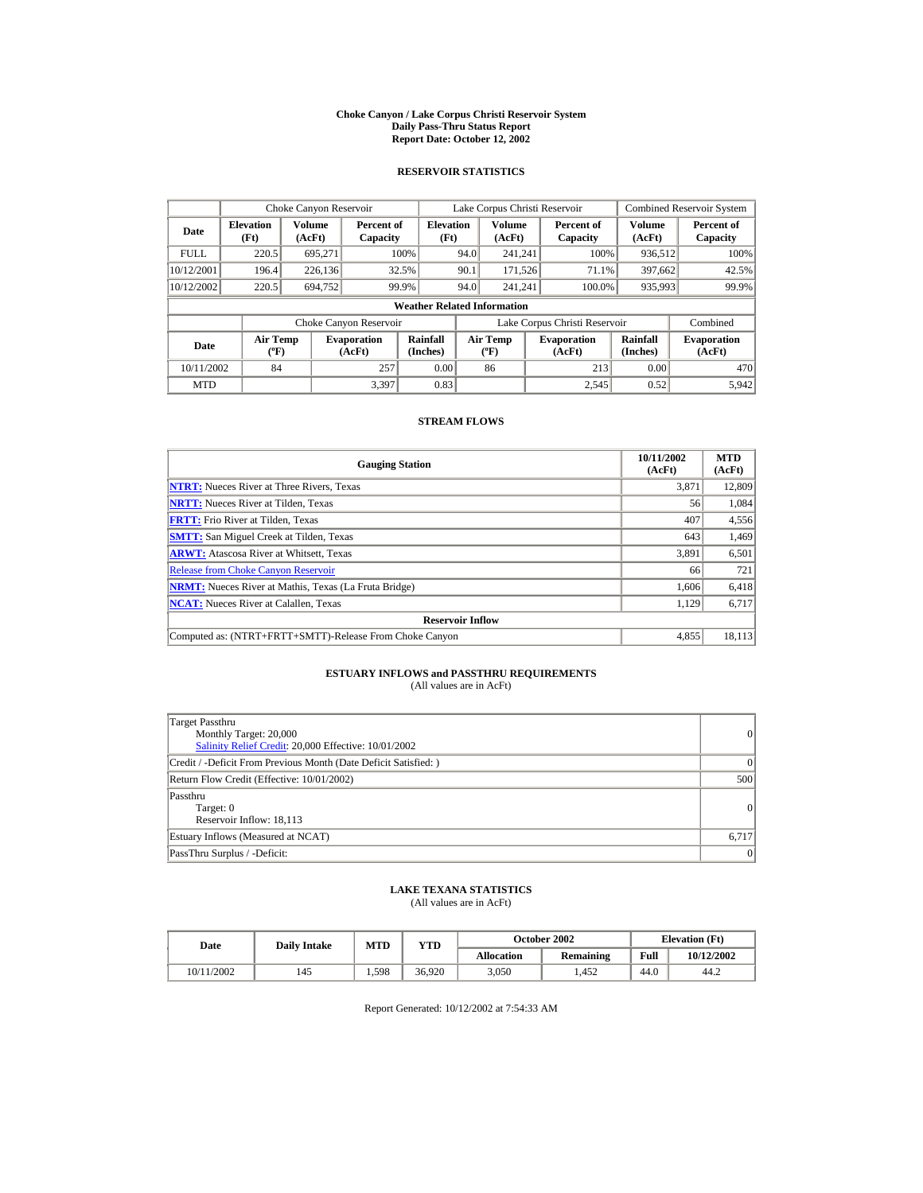# Choke Canyon / Lake Corpus Christi Reservoir System
## Daily Pass-Thru Status Report
### Report Date: October 12, 2002

## RESERVOIR STATISTICS

| Date | Choke Canyon Reservoir | | | Lake Corpus Christi Reservoir | | | Combined Reservoir System | |
|---|---|---|---|---|---|---|---|---|
| | Elevation (Ft) | Volume (AcFt) | Percent of Capacity | Elevation (Ft) | Volume (AcFt) | Percent of Capacity | Volume (AcFt) | Percent of Capacity |
| FULL | 220.5 | 695,271 | 100% | 94.0 | 241,241 | 100% | 936,512 | 100% |
| 10/12/2001 | 196.4 | 226,136 | 32.5% | 90.1 | 171,526 | 71.1% | 397,662 | 42.5% |
| 10/12/2002 | 220.5 | 694,752 | 99.9% | 94.0 | 241,241 | 100.0% | 935,993 | 99.9% |

**Weather Related Information**

| Date | Choke Canyon Reservoir | | | Lake Corpus Christi Reservoir | | | Combined |
|---|---|---|---|---|---|---|---|
| | Air Temp (ºF) | Evaporation (AcFt) | Rainfall (Inches) | Air Temp (ºF) | Evaporation (AcFt) | Rainfall (Inches) | Evaporation (AcFt) |
| 10/11/2002 | 84 | 257 | 0.00 | 86 | 213 | 0.00 | 470 |
| MTD | | 3,397 | 0.83 | | 2,545 | 0.52 | 5,942 |

## STREAM FLOWS

| Gauging Station | 10/11/2002 (AcFt) | MTD (AcFt) |
|---|---|---|
| NTRT: Nueces River at Three Rivers, Texas | 3,871 | 12,809 |
| NRTT: Nueces River at Tilden, Texas | 56 | 1,084 |
| FRTT: Frio River at Tilden, Texas | 407 | 4,556 |
| SMTT: San Miguel Creek at Tilden, Texas | 643 | 1,469 |
| ARWT: Atascosa River at Whitsett, Texas | 3,891 | 6,501 |
| Release from Choke Canyon Reservoir | 66 | 721 |
| NRMT: Nueces River at Mathis, Texas (La Fruta Bridge) | 1,606 | 6,418 |
| NCAT: Nueces River at Calallen, Texas | 1,129 | 6,717 |
| **Reservoir Inflow** | | |
| Computed as: (NTRT+FRTT+SMTT)-Release From Choke Canyon | 4,855 | 18,113 |

## ESTUARY INFLOWS and PASSTHRU REQUIREMENTS
(All values are in AcFt)

| | |
|---|---|
| Target Passthru<br>Monthly Target: 20,000<br>Salinity Relief Credit: 20,000 Effective: 10/01/2002 | 0 |
| Credit / -Deficit From Previous Month (Date Deficit Satisfied: ) | 0 |
| Return Flow Credit (Effective: 10/01/2002) | 500 |
| Passthru<br>Target: 0<br>Reservoir Inflow: 18,113 | 0 |
| Estuary Inflows (Measured at NCAT) | 6,717 |
| PassThru Surplus / -Deficit: | 0 |

## LAKE TEXANA STATISTICS
(All values are in AcFt)

| Date | Daily Intake | MTD | YTD | October 2002 | | Elevation (Ft) | |
|---|---|---|---|---|---|---|---|
| | | | | Allocation | Remaining | Full | 10/12/2002 |
| 10/11/2002 | 145 | 1,598 | 36,920 | 3,050 | 1,452 | 44.0 | 44.2 |

Report Generated: 10/12/2002 at 7:54:33 AM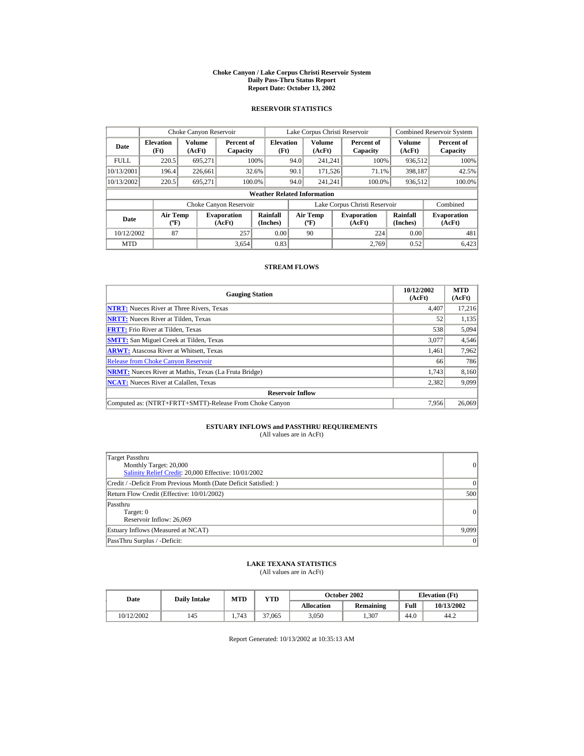# Choke Canyon / Lake Corpus Christi Reservoir System
## Daily Pass-Thru Status Report
### Report Date: October 13, 2002

## RESERVOIR STATISTICS

| | Choke Canyon Reservoir | | | Lake Corpus Christi Reservoir | | | Combined Reservoir System | |
|---|---|---|---|---|---|---|---|---|
| Date | Elevation (Ft) | Volume (AcFt) | Percent of Capacity | Elevation (Ft) | Volume (AcFt) | Percent of Capacity | Volume (AcFt) | Percent of Capacity |
| FULL | 220.5 | 695,271 | 100% | 94.0 | 241,241 | 100% | 936,512 | 100% |
| 10/13/2001 | 196.4 | 226,661 | 32.6% | 90.1 | 171,526 | 71.1% | 398,187 | 42.5% |
| 10/13/2002 | 220.5 | 695,271 | 100.0% | 94.0 | 241,241 | 100.0% | 936,512 | 100.0% |

**Weather Related Information**

| | Choke Canyon Reservoir | | | Lake Corpus Christi Reservoir | | | Combined |
|---|---|---|---|---|---|---|---|
| Date | Air Temp (ºF) | Evaporation (AcFt) | Rainfall (Inches) | Air Temp (ºF) | Evaporation (AcFt) | Rainfall (Inches) | Evaporation (AcFt) |
| 10/12/2002 | 87 | 257 | 0.00 | 90 | 224 | 0.00 | 481 |
| MTD | | 3,654 | 0.83 | | 2,769 | 0.52 | 6,423 |

## STREAM FLOWS

| Gauging Station | 10/12/2002 (AcFt) | MTD (AcFt) |
|---|---|---|
| NTRT: Nueces River at Three Rivers, Texas | 4,407 | 17,216 |
| NRTT: Nueces River at Tilden, Texas | 52 | 1,135 |
| FRTT: Frio River at Tilden, Texas | 538 | 5,094 |
| SMTT: San Miguel Creek at Tilden, Texas | 3,077 | 4,546 |
| ARWT: Atascosa River at Whitsett, Texas | 1,461 | 7,962 |
| Release from Choke Canyon Reservoir | 66 | 786 |
| NRMT: Nueces River at Mathis, Texas (La Fruta Bridge) | 1,743 | 8,160 |
| NCAT: Nueces River at Calallen, Texas | 2,382 | 9,099 |
| **Reservoir Inflow** | | |
| Computed as: (NTRT+FRTT+SMTT)-Release From Choke Canyon | 7,956 | 26,069 |

## ESTUARY INFLOWS and PASSTHRU REQUIREMENTS
(All values are in AcFt)

| | |
|---|---|
| Target Passthru<br>Monthly Target: 20,000<br>Salinity Relief Credit: 20,000 Effective: 10/01/2002 | 0 |
| Credit / -Deficit From Previous Month (Date Deficit Satisfied: ) | 0 |
| Return Flow Credit (Effective: 10/01/2002) | 500 |
| Passthru<br>Target: 0<br>Reservoir Inflow: 26,069 | 0 |
| Estuary Inflows (Measured at NCAT) | 9,099 |
| PassThru Surplus / -Deficit: | 0 |

## LAKE TEXANA STATISTICS
(All values are in AcFt)

| Date | Daily Intake | MTD | YTD | October 2002 | | Elevation (Ft) | |
|---|---|---|---|---|---|---|---|
| | | | | Allocation | Remaining | Full | 10/13/2002 |
| 10/12/2002 | 145 | 1,743 | 37,065 | 3,050 | 1,307 | 44.0 | 44.2 |

Report Generated: 10/13/2002 at 10:35:13 AM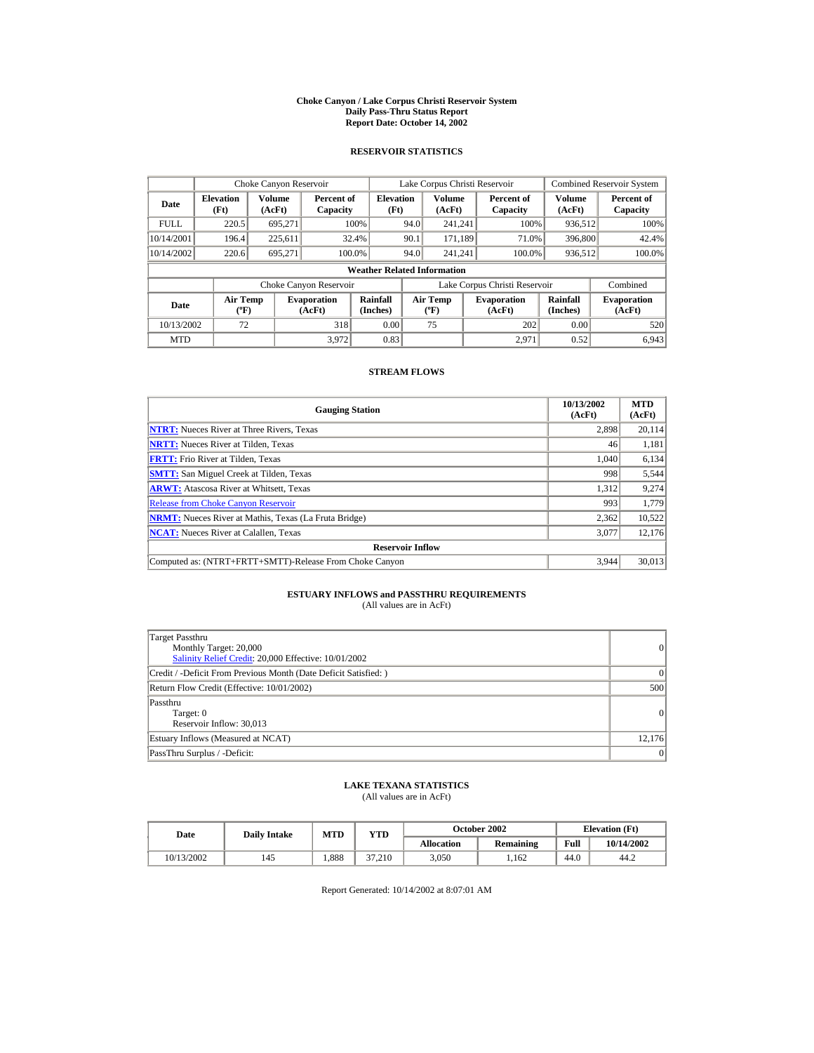# Choke Canyon / Lake Corpus Christi Reservoir System
## Daily Pass-Thru Status Report
## Report Date: October 14, 2002

### RESERVOIR STATISTICS

| Date | Choke Canyon Reservoir | | | Lake Corpus Christi Reservoir | | | Combined Reservoir System | |
|---|---|---|---|---|---|---|---|---|
| | Elevation (Ft) | Volume (AcFt) | Percent of Capacity | Elevation (Ft) | Volume (AcFt) | Percent of Capacity | Volume (AcFt) | Percent of Capacity |
| FULL | 220.5 | 695,271 | 100% | 94.0 | 241,241 | 100% | 936,512 | 100% |
| 10/14/2001 | 196.4 | 225,611 | 32.4% | 90.1 | 171,189 | 71.0% | 396,800 | 42.4% |
| 10/14/2002 | 220.6 | 695,271 | 100.0% | 94.0 | 241,241 | 100.0% | 936,512 | 100.0% |

**Weather Related Information**

| Date | Choke Canyon Reservoir | | | Lake Corpus Christi Reservoir | | | Combined |
|---|---|---|---|---|---|---|---|
| | Air Temp (ºF) | Evaporation (AcFt) | Rainfall (Inches) | Air Temp (ºF) | Evaporation (AcFt) | Rainfall (Inches) | Evaporation (AcFt) |
| 10/13/2002 | 72 | 318 | 0.00 | 75 | 202 | 0.00 | 520 |
| MTD | | 3,972 | 0.83 | | 2,971 | 0.52 | 6,943 |

### STREAM FLOWS

| Gauging Station | 10/13/2002 (AcFt) | MTD (AcFt) |
|---|---|---|
| NTRT: Nueces River at Three Rivers, Texas | 2,898 | 20,114 |
| NRTT: Nueces River at Tilden, Texas | 46 | 1,181 |
| FRTT: Frio River at Tilden, Texas | 1,040 | 6,134 |
| SMTT: San Miguel Creek at Tilden, Texas | 998 | 5,544 |
| ARWT: Atascosa River at Whitsett, Texas | 1,312 | 9,274 |
| Release from Choke Canyon Reservoir | 993 | 1,779 |
| NRMT: Nueces River at Mathis, Texas (La Fruta Bridge) | 2,362 | 10,522 |
| NCAT: Nueces River at Calallen, Texas | 3,077 | 12,176 |
| **Reservoir Inflow** | | |
| Computed as: (NTRT+FRTT+SMTT)-Release From Choke Canyon | 3,944 | 30,013 |

### ESTUARY INFLOWS and PASSTHRU REQUIREMENTS
(All values are in AcFt)

| | |
|---|---|
| Target Passthru<br>Monthly Target: 20,000<br>Salinity Relief Credit: 20,000 Effective: 10/01/2002 | 0 |
| Credit / -Deficit From Previous Month (Date Deficit Satisfied: ) | 0 |
| Return Flow Credit (Effective: 10/01/2002) | 500 |
| Passthru<br>Target: 0<br>Reservoir Inflow: 30,013 | 0 |
| Estuary Inflows (Measured at NCAT) | 12,176 |
| PassThru Surplus / -Deficit: | 0 |

### LAKE TEXANA STATISTICS
(All values are in AcFt)

| Date | Daily Intake | MTD | YTD | October 2002 | | Elevation (Ft) | |
|---|---|---|---|---|---|---|---|
| | | | | Allocation | Remaining | Full | 10/14/2002 |
| 10/13/2002 | 145 | 1,888 | 37,210 | 3,050 | 1,162 | 44.0 | 44.2 |

Report Generated: 10/14/2002 at 8:07:01 AM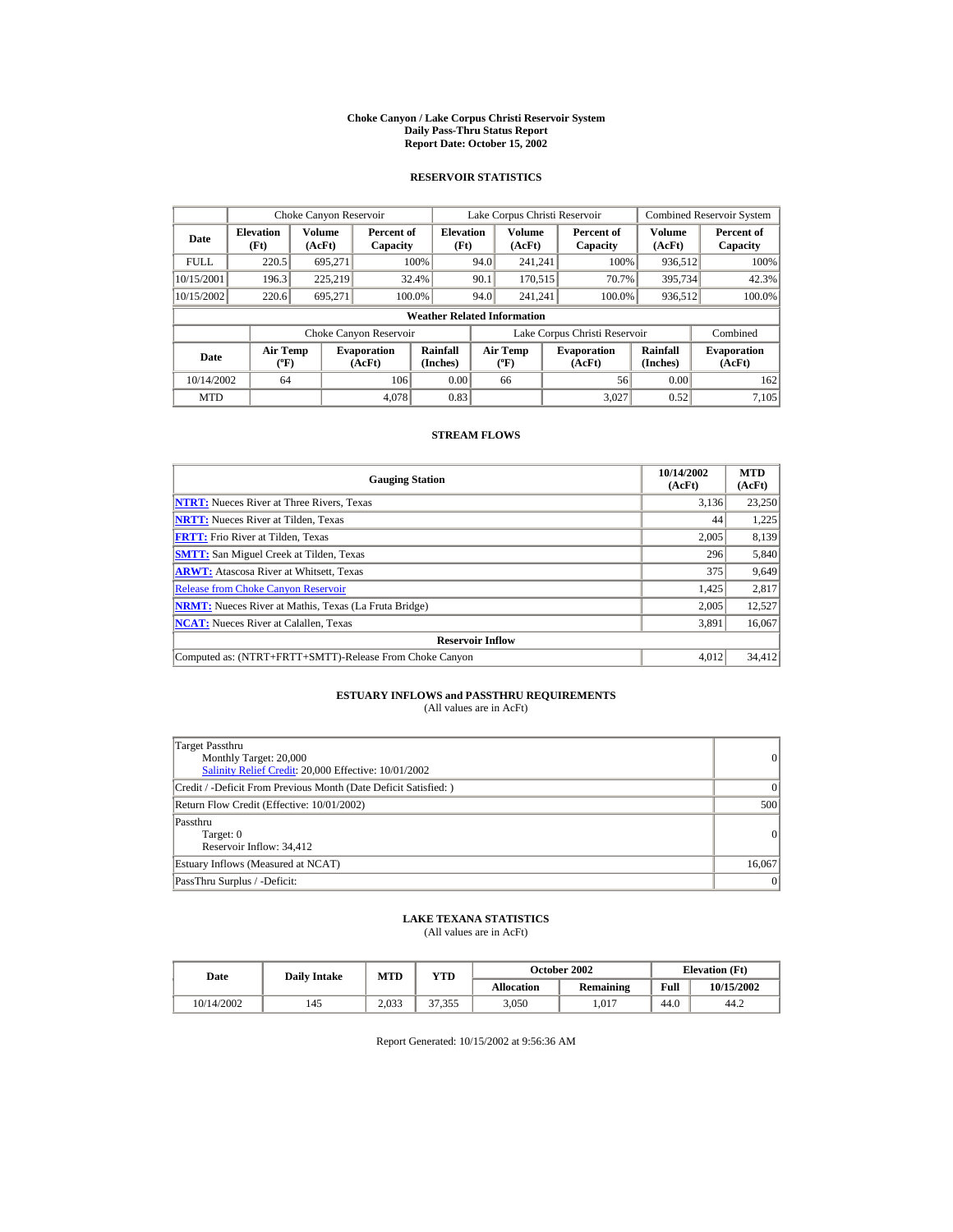# Choke Canyon / Lake Corpus Christi Reservoir System
## Daily Pass-Thru Status Report
## Report Date: October 15, 2002

### RESERVOIR STATISTICS

| Date | Choke Canyon Reservoir | | | Lake Corpus Christi Reservoir | | | Combined Reservoir System | |
|---|---|---|---|---|---|---|---|---|
| | Elevation (Ft) | Volume (AcFt) | Percent of Capacity | Elevation (Ft) | Volume (AcFt) | Percent of Capacity | Volume (AcFt) | Percent of Capacity |
| FULL | 220.5 | 695,271 | 100% | 94.0 | 241,241 | 100% | 936,512 | 100% |
| 10/15/2001 | 196.3 | 225,219 | 32.4% | 90.1 | 170,515 | 70.7% | 395,734 | 42.3% |
| 10/15/2002 | 220.6 | 695,271 | 100.0% | 94.0 | 241,241 | 100.0% | 936,512 | 100.0% |

**Weather Related Information**

| Date | Choke Canyon Reservoir | | | Lake Corpus Christi Reservoir | | | Combined |
|---|---|---|---|---|---|---|---|
| | Air Temp (ºF) | Evaporation (AcFt) | Rainfall (Inches) | Air Temp (ºF) | Evaporation (AcFt) | Rainfall (Inches) | Evaporation (AcFt) |
| 10/14/2002 | 64 | 106 | 0.00 | 66 | 56 | 0.00 | 162 |
| MTD | | 4,078 | 0.83 | | 3,027 | 0.52 | 7,105 |

### STREAM FLOWS

| Gauging Station | 10/14/2002 (AcFt) | MTD (AcFt) |
|---|---|---|
| NTRT: Nueces River at Three Rivers, Texas | 3,136 | 23,250 |
| NRTT: Nueces River at Tilden, Texas | 44 | 1,225 |
| FRTT: Frio River at Tilden, Texas | 2,005 | 8,139 |
| SMTT: San Miguel Creek at Tilden, Texas | 296 | 5,840 |
| ARWT: Atascosa River at Whitsett, Texas | 375 | 9,649 |
| Release from Choke Canyon Reservoir | 1,425 | 2,817 |
| NRMT: Nueces River at Mathis, Texas (La Fruta Bridge) | 2,005 | 12,527 |
| NCAT: Nueces River at Calallen, Texas | 3,891 | 16,067 |
| **Reservoir Inflow** | | |
| Computed as: (NTRT+FRTT+SMTT)-Release From Choke Canyon | 4,012 | 34,412 |

### ESTUARY INFLOWS and PASSTHRU REQUIREMENTS
(All values are in AcFt)

| | |
|---|---|
| Target Passthru<br>Monthly Target: 20,000<br>Salinity Relief Credit: 20,000 Effective: 10/01/2002 | 0 |
| Credit / -Deficit From Previous Month (Date Deficit Satisfied: ) | 0 |
| Return Flow Credit (Effective: 10/01/2002) | 500 |
| Passthru<br>Target: 0<br>Reservoir Inflow: 34,412 | 0 |
| Estuary Inflows (Measured at NCAT) | 16,067 |
| PassThru Surplus / -Deficit: | 0 |

### LAKE TEXANA STATISTICS
(All values are in AcFt)

| Date | Daily Intake | MTD | YTD | October 2002 | | Elevation (Ft) | |
|---|---|---|---|---|---|---|---|
| | | | | Allocation | Remaining | Full | 10/15/2002 |
| 10/14/2002 | 145 | 2,033 | 37,355 | 3,050 | 1,017 | 44.0 | 44.2 |

Report Generated: 10/15/2002 at 9:56:36 AM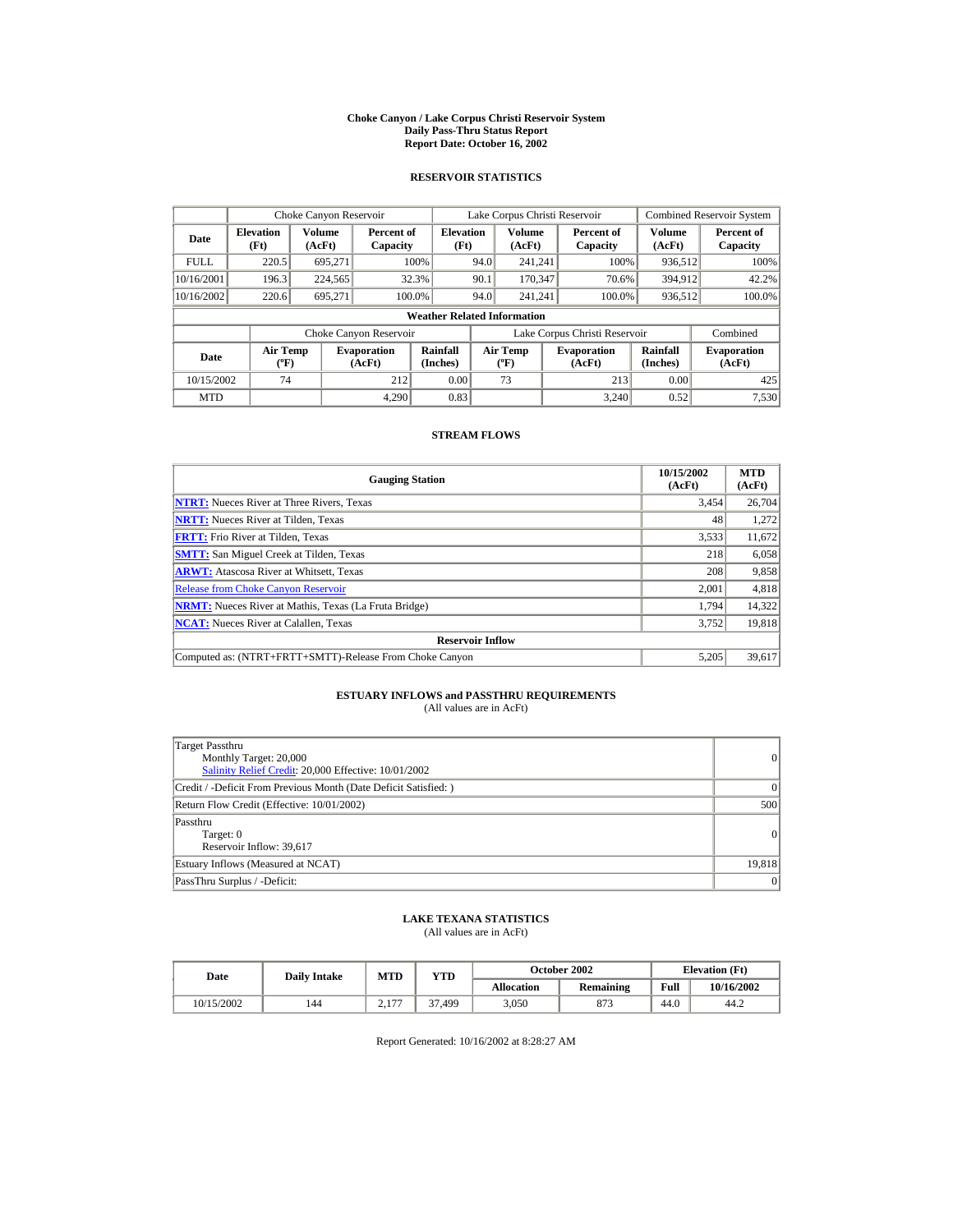# Choke Canyon / Lake Corpus Christi Reservoir System
## Daily Pass-Thru Status Report
## Report Date: October 16, 2002

### RESERVOIR STATISTICS

| Date | Choke Canyon Reservoir | | | Lake Corpus Christi Reservoir | | | Combined Reservoir System | |
|---|---|---|---|---|---|---|---|---|
| | Elevation (Ft) | Volume (AcFt) | Percent of Capacity | Elevation (Ft) | Volume (AcFt) | Percent of Capacity | Volume (AcFt) | Percent of Capacity |
| FULL | 220.5 | 695,271 | 100% | 94.0 | 241,241 | 100% | 936,512 | 100% |
| 10/16/2001 | 196.3 | 224,565 | 32.3% | 90.1 | 170,347 | 70.6% | 394,912 | 42.2% |
| 10/16/2002 | 220.6 | 695,271 | 100.0% | 94.0 | 241,241 | 100.0% | 936,512 | 100.0% |

**Weather Related Information**

| Date | Choke Canyon Reservoir | | | Lake Corpus Christi Reservoir | | | Combined |
|---|---|---|---|---|---|---|---|
| | Air Temp (ºF) | Evaporation (AcFt) | Rainfall (Inches) | Air Temp (ºF) | Evaporation (AcFt) | Rainfall (Inches) | Evaporation (AcFt) |
| 10/15/2002 | 74 | 212 | 0.00 | 73 | 213 | 0.00 | 425 |
| MTD | | 4,290 | 0.83 | | 3,240 | 0.52 | 7,530 |

### STREAM FLOWS

| Gauging Station | 10/15/2002 (AcFt) | MTD (AcFt) |
|---|---|---|
| NTRT: Nueces River at Three Rivers, Texas | 3,454 | 26,704 |
| NRTT: Nueces River at Tilden, Texas | 48 | 1,272 |
| FRTT: Frio River at Tilden, Texas | 3,533 | 11,672 |
| SMTT: San Miguel Creek at Tilden, Texas | 218 | 6,058 |
| ARWT: Atascosa River at Whitsett, Texas | 208 | 9,858 |
| Release from Choke Canyon Reservoir | 2,001 | 4,818 |
| NRMT: Nueces River at Mathis, Texas (La Fruta Bridge) | 1,794 | 14,322 |
| NCAT: Nueces River at Calallen, Texas | 3,752 | 19,818 |
| **Reservoir Inflow** | | |
| Computed as: (NTRT+FRTT+SMTT)-Release From Choke Canyon | 5,205 | 39,617 |

### ESTUARY INFLOWS and PASSTHRU REQUIREMENTS
(All values are in AcFt)

| | |
|---|---|
| Target Passthru<br>Monthly Target: 20,000<br>Salinity Relief Credit: 20,000 Effective: 10/01/2002 | 0 |
| Credit / -Deficit From Previous Month (Date Deficit Satisfied: ) | 0 |
| Return Flow Credit (Effective: 10/01/2002) | 500 |
| Passthru<br>Target: 0<br>Reservoir Inflow: 39,617 | 0 |
| Estuary Inflows (Measured at NCAT) | 19,818 |
| PassThru Surplus / -Deficit: | 0 |

### LAKE TEXANA STATISTICS
(All values are in AcFt)

| Date | Daily Intake | MTD | YTD | October 2002 | | Elevation (Ft) | |
|---|---|---|---|---|---|---|---|
| | | | | Allocation | Remaining | Full | 10/16/2002 |
| 10/15/2002 | 144 | 2,177 | 37,499 | 3,050 | 873 | 44.0 | 44.2 |

Report Generated: 10/16/2002 at 8:28:27 AM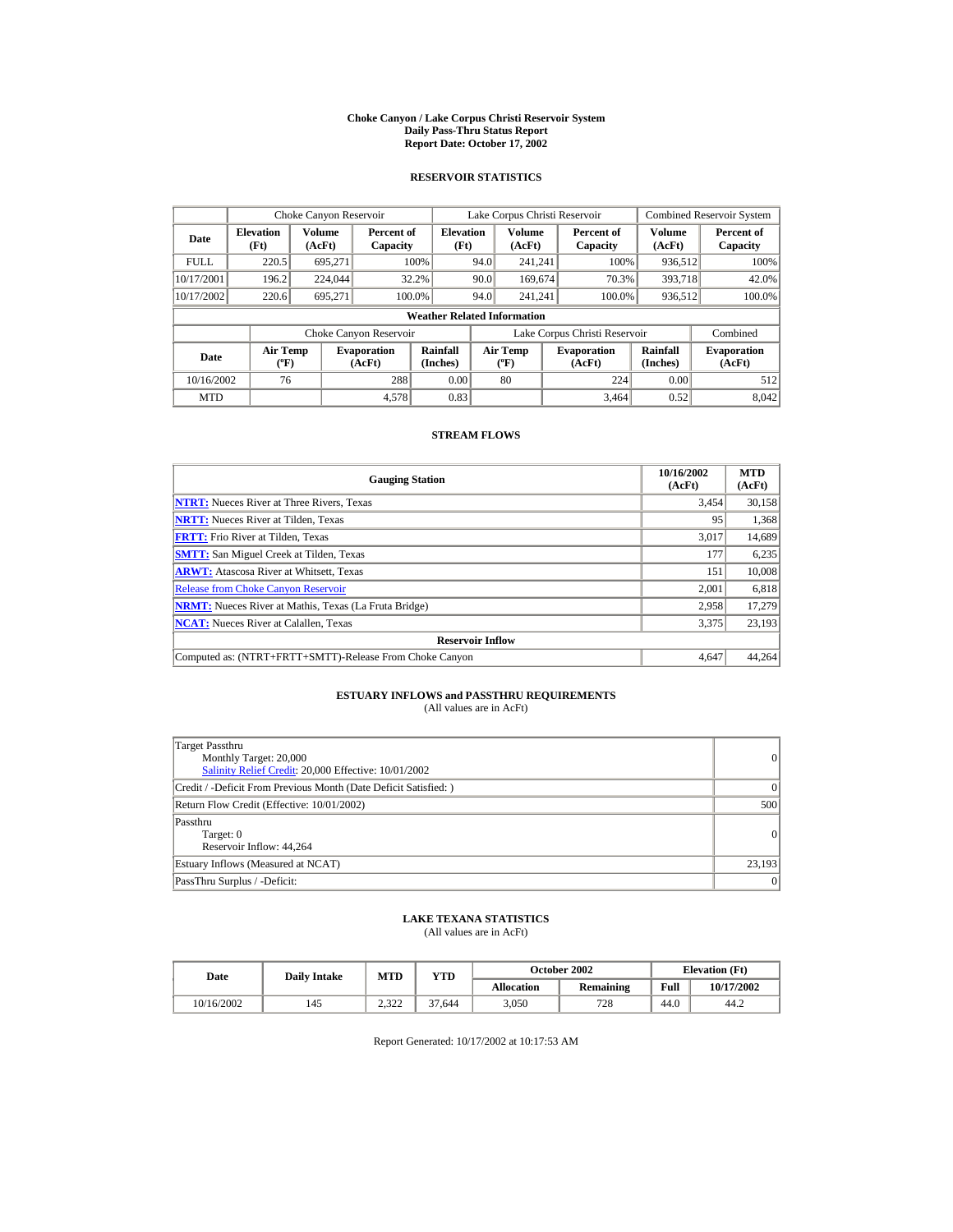# Choke Canyon / Lake Corpus Christi Reservoir System
## Daily Pass-Thru Status Report
### Report Date: October 17, 2002

## RESERVOIR STATISTICS

| Date | Choke Canyon Reservoir | | | Lake Corpus Christi Reservoir | | | Combined Reservoir System | |
|---|---|---|---|---|---|---|---|---|
| | Elevation (Ft) | Volume (AcFt) | Percent of Capacity | Elevation (Ft) | Volume (AcFt) | Percent of Capacity | Volume (AcFt) | Percent of Capacity |
| FULL | 220.5 | 695,271 | 100% | 94.0 | 241,241 | 100% | 936,512 | 100% |
| 10/17/2001 | 196.2 | 224,044 | 32.2% | 90.0 | 169,674 | 70.3% | 393,718 | 42.0% |
| 10/17/2002 | 220.6 | 695,271 | 100.0% | 94.0 | 241,241 | 100.0% | 936,512 | 100.0% |

**Weather Related Information**

| Date | Choke Canyon Reservoir | | | Lake Corpus Christi Reservoir | | | Combined |
|---|---|---|---|---|---|---|---|
| | Air Temp (ºF) | Evaporation (AcFt) | Rainfall (Inches) | Air Temp (ºF) | Evaporation (AcFt) | Rainfall (Inches) | Evaporation (AcFt) |
| 10/16/2002 | 76 | 288 | 0.00 | 80 | 224 | 0.00 | 512 |
| MTD | | 4,578 | 0.83 | | 3,464 | 0.52 | 8,042 |

## STREAM FLOWS

| Gauging Station | 10/16/2002 (AcFt) | MTD (AcFt) |
|---|---|---|
| **NTRT:** Nueces River at Three Rivers, Texas | 3,454 | 30,158 |
| **NRTT:** Nueces River at Tilden, Texas | 95 | 1,368 |
| **FRTT:** Frio River at Tilden, Texas | 3,017 | 14,689 |
| **SMTT:** San Miguel Creek at Tilden, Texas | 177 | 6,235 |
| **ARWT:** Atascosa River at Whitsett, Texas | 151 | 10,008 |
| Release from Choke Canyon Reservoir | 2,001 | 6,818 |
| **NRMT:** Nueces River at Mathis, Texas (La Fruta Bridge) | 2,958 | 17,279 |
| **NCAT:** Nueces River at Calallen, Texas | 3,375 | 23,193 |
| **Reservoir Inflow** | | |
| Computed as: (NTRT+FRTT+SMTT)-Release From Choke Canyon | 4,647 | 44,264 |

## ESTUARY INFLOWS and PASSTHRU REQUIREMENTS
(All values are in AcFt)

| | |
|---|---|
| Target Passthru<br>Monthly Target: 20,000<br>Salinity Relief Credit: 20,000 Effective: 10/01/2002 | 0 |
| Credit / -Deficit From Previous Month (Date Deficit Satisfied: ) | 0 |
| Return Flow Credit (Effective: 10/01/2002) | 500 |
| Passthru<br>Target: 0<br>Reservoir Inflow: 44,264 | 0 |
| Estuary Inflows (Measured at NCAT) | 23,193 |
| PassThru Surplus / -Deficit: | 0 |

## LAKE TEXANA STATISTICS
(All values are in AcFt)

| Date | Daily Intake | MTD | YTD | October 2002 | | Elevation (Ft) | |
|---|---|---|---|---|---|---|---|
| | | | | Allocation | Remaining | Full | 10/17/2002 |
| 10/16/2002 | 145 | 2,322 | 37,644 | 3,050 | 728 | 44.0 | 44.2 |

Report Generated: 10/17/2002 at 10:17:53 AM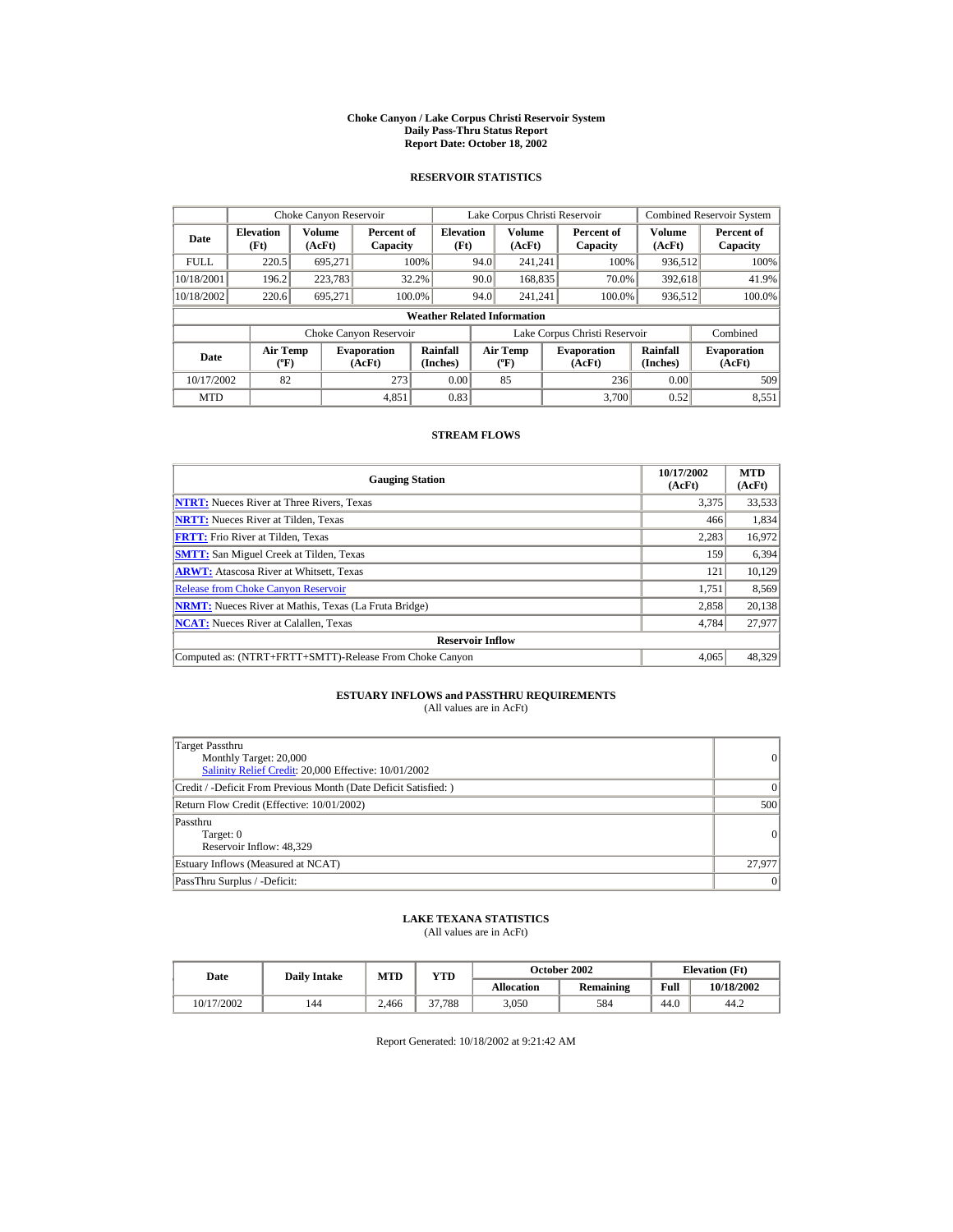# Choke Canyon / Lake Corpus Christi Reservoir System
## Daily Pass-Thru Status Report
## Report Date: October 18, 2002

### RESERVOIR STATISTICS

| Date | Choke Canyon Reservoir | | | Lake Corpus Christi Reservoir | | | Combined Reservoir System | |
|---|---|---|---|---|---|---|---|---|
| | Elevation (Ft) | Volume (AcFt) | Percent of Capacity | Elevation (Ft) | Volume (AcFt) | Percent of Capacity | Volume (AcFt) | Percent of Capacity |
| FULL | 220.5 | 695,271 | 100% | 94.0 | 241,241 | 100% | 936,512 | 100% |
| 10/18/2001 | 196.2 | 223,783 | 32.2% | 90.0 | 168,835 | 70.0% | 392,618 | 41.9% |
| 10/18/2002 | 220.6 | 695,271 | 100.0% | 94.0 | 241,241 | 100.0% | 936,512 | 100.0% |

**Weather Related Information**

| Date | Choke Canyon Reservoir | | | Lake Corpus Christi Reservoir | | | Combined |
|---|---|---|---|---|---|---|---|
| | Air Temp (ºF) | Evaporation (AcFt) | Rainfall (Inches) | Air Temp (ºF) | Evaporation (AcFt) | Rainfall (Inches) | Evaporation (AcFt) |
| 10/17/2002 | 82 | 273 | 0.00 | 85 | 236 | 0.00 | 509 |
| MTD | | 4,851 | 0.83 | | 3,700 | 0.52 | 8,551 |

### STREAM FLOWS

| Gauging Station | 10/17/2002 (AcFt) | MTD (AcFt) |
|---|---|---|
| NTRT: Nueces River at Three Rivers, Texas | 3,375 | 33,533 |
| NRTT: Nueces River at Tilden, Texas | 466 | 1,834 |
| FRTT: Frio River at Tilden, Texas | 2,283 | 16,972 |
| SMTT: San Miguel Creek at Tilden, Texas | 159 | 6,394 |
| ARWT: Atascosa River at Whitsett, Texas | 121 | 10,129 |
| Release from Choke Canyon Reservoir | 1,751 | 8,569 |
| NRMT: Nueces River at Mathis, Texas (La Fruta Bridge) | 2,858 | 20,138 |
| NCAT: Nueces River at Calallen, Texas | 4,784 | 27,977 |
| **Reservoir Inflow** | | |
| Computed as: (NTRT+FRTT+SMTT)-Release From Choke Canyon | 4,065 | 48,329 |

### ESTUARY INFLOWS and PASSTHRU REQUIREMENTS
(All values are in AcFt)

| | |
|---|---|
| Target Passthru<br>Monthly Target: 20,000<br>Salinity Relief Credit: 20,000 Effective: 10/01/2002 | 0 |
| Credit / -Deficit From Previous Month (Date Deficit Satisfied: ) | 0 |
| Return Flow Credit (Effective: 10/01/2002) | 500 |
| Passthru<br>Target: 0<br>Reservoir Inflow: 48,329 | 0 |
| Estuary Inflows (Measured at NCAT) | 27,977 |
| PassThru Surplus / -Deficit: | 0 |

### LAKE TEXANA STATISTICS
(All values are in AcFt)

| Date | Daily Intake | MTD | YTD | October 2002 | | Elevation (Ft) | |
|---|---|---|---|---|---|---|---|
| | | | | Allocation | Remaining | Full | 10/18/2002 |
| 10/17/2002 | 144 | 2,466 | 37,788 | 3,050 | 584 | 44.0 | 44.2 |

Report Generated: 10/18/2002 at 9:21:42 AM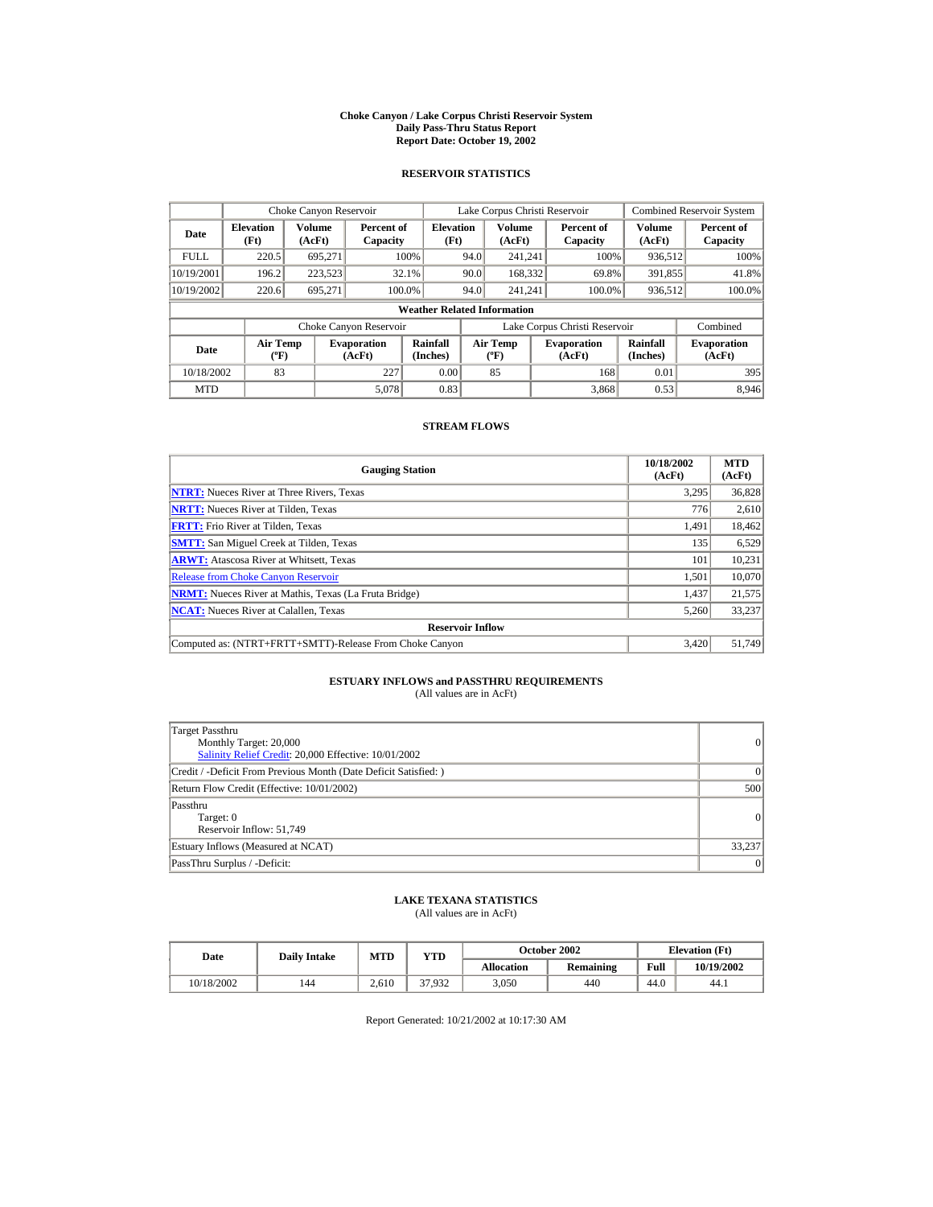# Choke Canyon / Lake Corpus Christi Reservoir System
## Daily Pass-Thru Status Report
### Report Date: October 19, 2002

## RESERVOIR STATISTICS

| | Choke Canyon Reservoir | | | Lake Corpus Christi Reservoir | | | Combined Reservoir System | |
|---|---|---|---|---|---|---|---|---|
| Date | Elevation (Ft) | Volume (AcFt) | Percent of Capacity | Elevation (Ft) | Volume (AcFt) | Percent of Capacity | Volume (AcFt) | Percent of Capacity |
| FULL | 220.5 | 695,271 | 100% | 94.0 | 241,241 | 100% | 936,512 | 100% |
| 10/19/2001 | 196.2 | 223,523 | 32.1% | 90.0 | 168,332 | 69.8% | 391,855 | 41.8% |
| 10/19/2002 | 220.6 | 695,271 | 100.0% | 94.0 | 241,241 | 100.0% | 936,512 | 100.0% |

**Weather Related Information**

| | Choke Canyon Reservoir | | | Lake Corpus Christi Reservoir | | | Combined |
|---|---|---|---|---|---|---|---|
| Date | Air Temp (ºF) | Evaporation (AcFt) | Rainfall (Inches) | Air Temp (ºF) | Evaporation (AcFt) | Rainfall (Inches) | Evaporation (AcFt) |
| 10/18/2002 | 83 | 227 | 0.00 | 85 | 168 | 0.01 | 395 |
| MTD | | 5,078 | 0.83 | | 3,868 | 0.53 | 8,946 |

## STREAM FLOWS

| Gauging Station | 10/18/2002 (AcFt) | MTD (AcFt) |
|---|---|---|
| **NTRT:** Nueces River at Three Rivers, Texas | 3,295 | 36,828 |
| **NRTT:** Nueces River at Tilden, Texas | 776 | 2,610 |
| **FRTT:** Frio River at Tilden, Texas | 1,491 | 18,462 |
| **SMTT:** San Miguel Creek at Tilden, Texas | 135 | 6,529 |
| **ARWT:** Atascosa River at Whitsett, Texas | 101 | 10,231 |
| Release from Choke Canyon Reservoir | 1,501 | 10,070 |
| **NRMT:** Nueces River at Mathis, Texas (La Fruta Bridge) | 1,437 | 21,575 |
| **NCAT:** Nueces River at Calallen, Texas | 5,260 | 33,237 |
| **Reservoir Inflow** | | |
| Computed as: (NTRT+FRTT+SMTT)-Release From Choke Canyon | 3,420 | 51,749 |

## ESTUARY INFLOWS and PASSTHRU REQUIREMENTS
(All values are in AcFt)

| | |
|---|---|
| Target Passthru<br>Monthly Target: 20,000<br>Salinity Relief Credit: 20,000 Effective: 10/01/2002 | 0 |
| Credit / -Deficit From Previous Month (Date Deficit Satisfied: ) | 0 |
| Return Flow Credit (Effective: 10/01/2002) | 500 |
| Passthru<br>Target: 0<br>Reservoir Inflow: 51,749 | 0 |
| Estuary Inflows (Measured at NCAT) | 33,237 |
| PassThru Surplus / -Deficit: | 0 |

## LAKE TEXANA STATISTICS
(All values are in AcFt)

| Date | Daily Intake | MTD | YTD | October 2002 | | Elevation (Ft) | |
|---|---|---|---|---|---|---|---|
| | | | | Allocation | Remaining | Full | 10/19/2002 |
| 10/18/2002 | 144 | 2,610 | 37,932 | 3,050 | 440 | 44.0 | 44.1 |

Report Generated: 10/21/2002 at 10:17:30 AM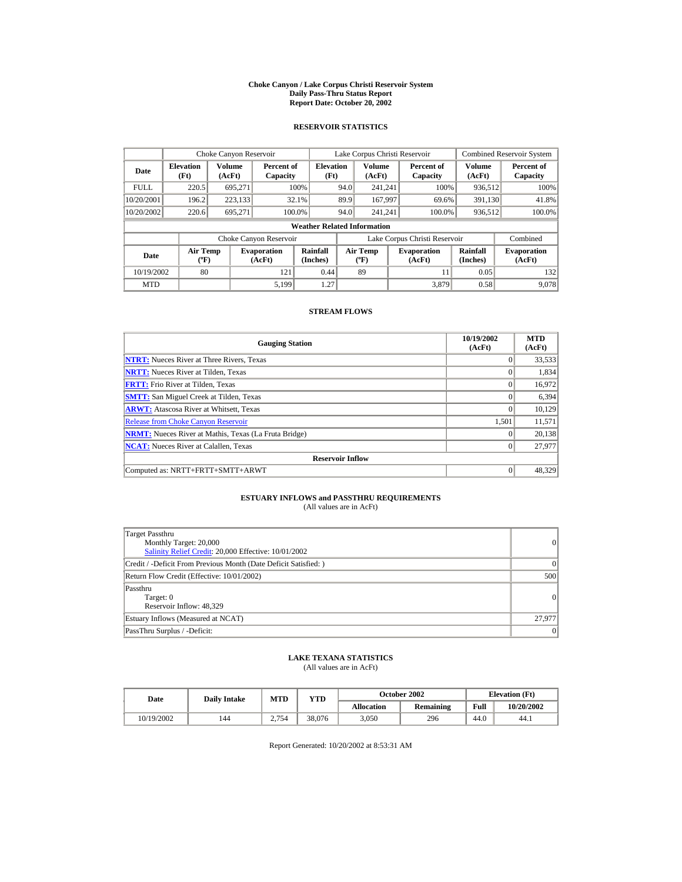# Choke Canyon / Lake Corpus Christi Reservoir System
## Daily Pass-Thru Status Report
## Report Date: October 20, 2002

### RESERVOIR STATISTICS

| Date | Choke Canyon Reservoir | | | Lake Corpus Christi Reservoir | | | Combined Reservoir System | |
|---|---|---|---|---|---|---|---|---|
| | Elevation (Ft) | Volume (AcFt) | Percent of Capacity | Elevation (Ft) | Volume (AcFt) | Percent of Capacity | Volume (AcFt) | Percent of Capacity |
| FULL | 220.5 | 695,271 | 100% | 94.0 | 241,241 | 100% | 936,512 | 100% |
| 10/20/2001 | 196.2 | 223,133 | 32.1% | 89.9 | 167,997 | 69.6% | 391,130 | 41.8% |
| 10/20/2002 | 220.6 | 695,271 | 100.0% | 94.0 | 241,241 | 100.0% | 936,512 | 100.0% |

**Weather Related Information**

| Date | Choke Canyon Reservoir | | | Lake Corpus Christi Reservoir | | | Combined |
|---|---|---|---|---|---|---|---|
| | Air Temp (ºF) | Evaporation (AcFt) | Rainfall (Inches) | Air Temp (ºF) | Evaporation (AcFt) | Rainfall (Inches) | Evaporation (AcFt) |
| 10/19/2002 | 80 | 121 | 0.44 | 89 | 11 | 0.05 | 132 |
| MTD | | 5,199 | 1.27 | | 3,879 | 0.58 | 9,078 |

### STREAM FLOWS

| Gauging Station | 10/19/2002 (AcFt) | MTD (AcFt) |
|---|---|---|
| **NTRT:** Nueces River at Three Rivers, Texas | 0 | 33,533 |
| **NRTT:** Nueces River at Tilden, Texas | 0 | 1,834 |
| **FRTT:** Frio River at Tilden, Texas | 0 | 16,972 |
| **SMTT:** San Miguel Creek at Tilden, Texas | 0 | 6,394 |
| **ARWT:** Atascosa River at Whitsett, Texas | 0 | 10,129 |
| Release from Choke Canyon Reservoir | 1,501 | 11,571 |
| **NRMT:** Nueces River at Mathis, Texas (La Fruta Bridge) | 0 | 20,138 |
| **NCAT:** Nueces River at Calallen, Texas | 0 | 27,977 |
| **Reservoir Inflow** | | |
| Computed as: NRTT+FRTT+SMTT+ARWT | 0 | 48,329 |

### ESTUARY INFLOWS and PASSTHRU REQUIREMENTS
(All values are in AcFt)

| | |
|---|---|
| Target Passthru<br>Monthly Target: 20,000<br>Salinity Relief Credit: 20,000 Effective: 10/01/2002 | 0 |
| Credit / -Deficit From Previous Month (Date Deficit Satisfied: ) | 0 |
| Return Flow Credit (Effective: 10/01/2002) | 500 |
| Passthru<br>Target: 0<br>Reservoir Inflow: 48,329 | 0 |
| Estuary Inflows (Measured at NCAT) | 27,977 |
| PassThru Surplus / -Deficit: | 0 |

### LAKE TEXANA STATISTICS
(All values are in AcFt)

| Date | Daily Intake | MTD | YTD | October 2002 | | Elevation (Ft) | |
|---|---|---|---|---|---|---|---|
| | | | | Allocation | Remaining | Full | 10/20/2002 |
| 10/19/2002 | 144 | 2,754 | 38,076 | 3,050 | 296 | 44.0 | 44.1 |

Report Generated: 10/20/2002 at 8:53:31 AM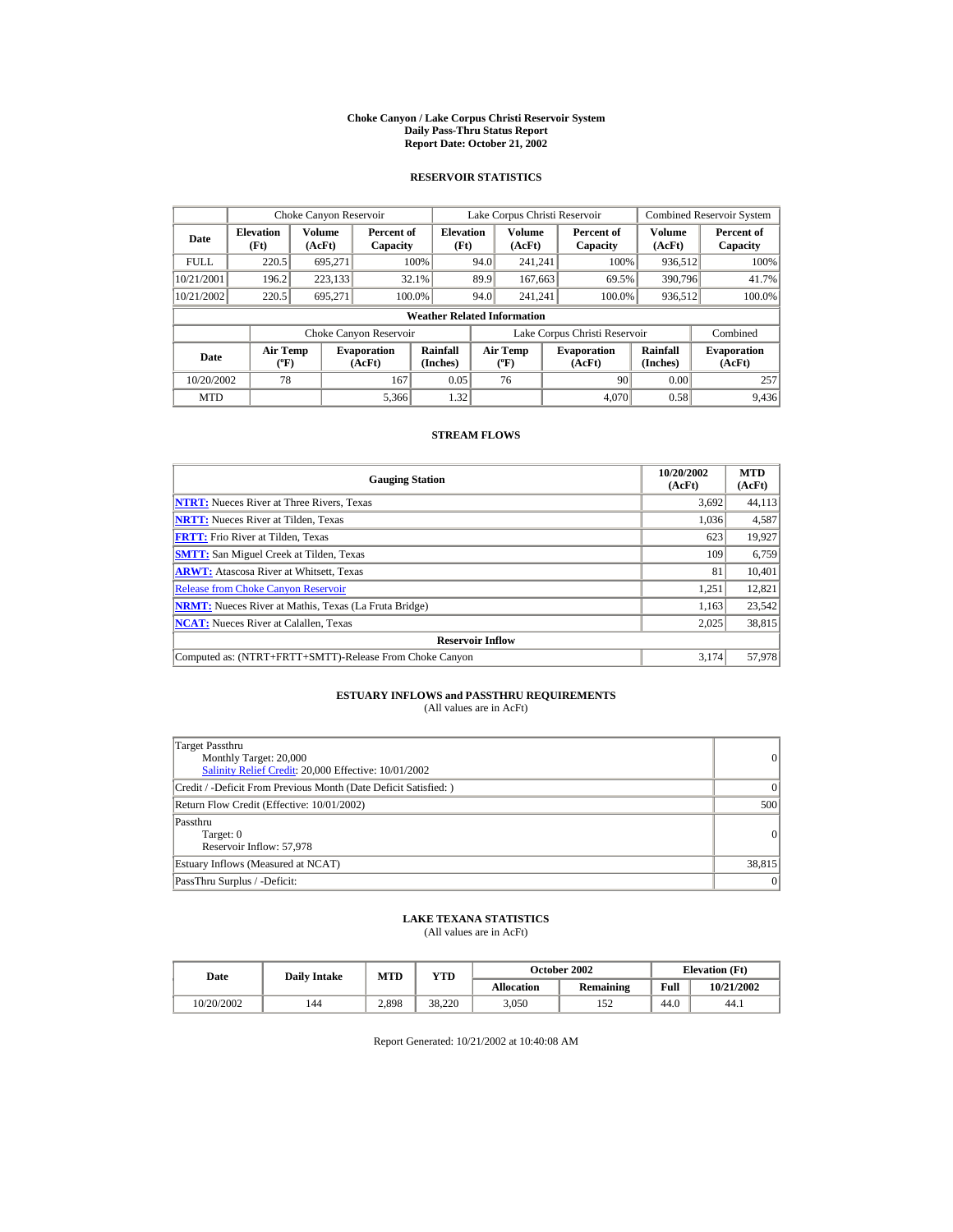# Choke Canyon / Lake Corpus Christi Reservoir System
## Daily Pass-Thru Status Report
### Report Date: October 21, 2002

## RESERVOIR STATISTICS

| Date | Choke Canyon Reservoir | | | Lake Corpus Christi Reservoir | | | Combined Reservoir System | |
|---|---|---|---|---|---|---|---|---|
| | Elevation (Ft) | Volume (AcFt) | Percent of Capacity | Elevation (Ft) | Volume (AcFt) | Percent of Capacity | Volume (AcFt) | Percent of Capacity |
| FULL | 220.5 | 695,271 | 100% | 94.0 | 241,241 | 100% | 936,512 | 100% |
| 10/21/2001 | 196.2 | 223,133 | 32.1% | 89.9 | 167,663 | 69.5% | 390,796 | 41.7% |
| 10/21/2002 | 220.5 | 695,271 | 100.0% | 94.0 | 241,241 | 100.0% | 936,512 | 100.0% |

**Weather Related Information**

| Date | Choke Canyon Reservoir | | | Lake Corpus Christi Reservoir | | | Combined |
|---|---|---|---|---|---|---|---|
| | Air Temp (ºF) | Evaporation (AcFt) | Rainfall (Inches) | Air Temp (ºF) | Evaporation (AcFt) | Rainfall (Inches) | Evaporation (AcFt) |
| 10/20/2002 | 78 | 167 | 0.05 | 76 | 90 | 0.00 | 257 |
| MTD | | 5,366 | 1.32 | | 4,070 | 0.58 | 9,436 |

## STREAM FLOWS

| Gauging Station | 10/20/2002 (AcFt) | MTD (AcFt) |
|---|---|---|
| NTRT: Nueces River at Three Rivers, Texas | 3,692 | 44,113 |
| NRTT: Nueces River at Tilden, Texas | 1,036 | 4,587 |
| FRTT: Frio River at Tilden, Texas | 623 | 19,927 |
| SMTT: San Miguel Creek at Tilden, Texas | 109 | 6,759 |
| ARWT: Atascosa River at Whitsett, Texas | 81 | 10,401 |
| Release from Choke Canyon Reservoir | 1,251 | 12,821 |
| NRMT: Nueces River at Mathis, Texas (La Fruta Bridge) | 1,163 | 23,542 |
| NCAT: Nueces River at Calallen, Texas | 2,025 | 38,815 |
| **Reservoir Inflow** | | |
| Computed as: (NTRT+FRTT+SMTT)-Release From Choke Canyon | 3,174 | 57,978 |

## ESTUARY INFLOWS and PASSTHRU REQUIREMENTS
(All values are in AcFt)

| | |
|---|---|
| Target Passthru<br>Monthly Target: 20,000<br>Salinity Relief Credit: 20,000 Effective: 10/01/2002 | 0 |
| Credit / -Deficit From Previous Month (Date Deficit Satisfied: ) | 0 |
| Return Flow Credit (Effective: 10/01/2002) | 500 |
| Passthru<br>Target: 0<br>Reservoir Inflow: 57,978 | 0 |
| Estuary Inflows (Measured at NCAT) | 38,815 |
| PassThru Surplus / -Deficit: | 0 |

## LAKE TEXANA STATISTICS
(All values are in AcFt)

| Date | Daily Intake | MTD | YTD | October 2002 | | Elevation (Ft) | |
|---|---|---|---|---|---|---|---|
| | | | | Allocation | Remaining | Full | 10/21/2002 |
| 10/20/2002 | 144 | 2,898 | 38,220 | 3,050 | 152 | 44.0 | 44.1 |

Report Generated: 10/21/2002 at 10:40:08 AM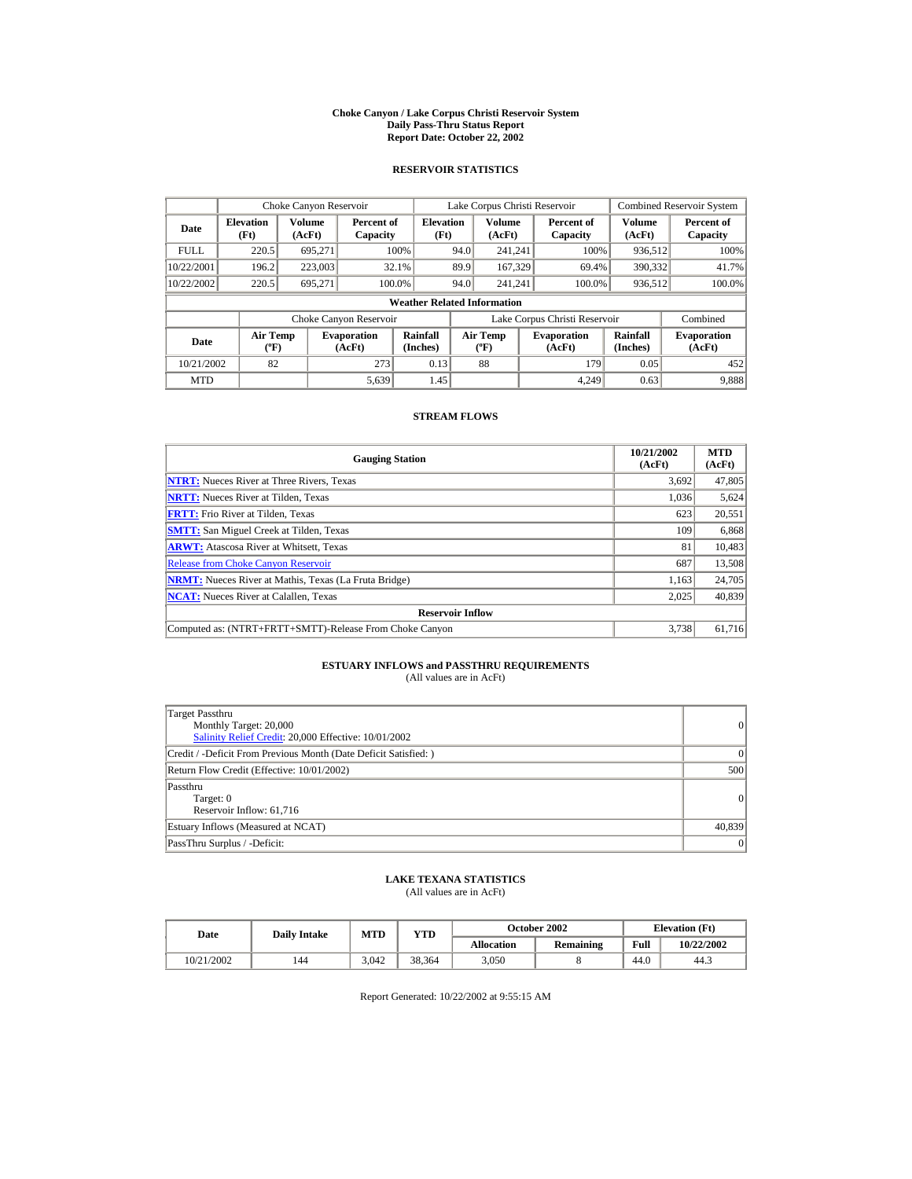# Choke Canyon / Lake Corpus Christi Reservoir System
## Daily Pass-Thru Status Report
## Report Date: October 22, 2002

### RESERVOIR STATISTICS

| | Choke Canyon Reservoir | | | Lake Corpus Christi Reservoir | | | Combined Reservoir System | |
|---|---|---|---|---|---|---|---|---|
| **Date** | **Elevation (Ft)** | **Volume (AcFt)** | **Percent of Capacity** | **Elevation (Ft)** | **Volume (AcFt)** | **Percent of Capacity** | **Volume (AcFt)** | **Percent of Capacity** |
| FULL | 220.5 | 695,271 | 100% | 94.0 | 241,241 | 100% | 936,512 | 100% |
| 10/22/2001 | 196.2 | 223,003 | 32.1% | 89.9 | 167,329 | 69.4% | 390,332 | 41.7% |
| 10/22/2002 | 220.5 | 695,271 | 100.0% | 94.0 | 241,241 | 100.0% | 936,512 | 100.0% |

**Weather Related Information**

| | Choke Canyon Reservoir | | | Lake Corpus Christi Reservoir | | | Combined |
|---|---|---|---|---|---|---|---|
| **Date** | **Air Temp (ºF)** | **Evaporation (AcFt)** | **Rainfall (Inches)** | **Air Temp (ºF)** | **Evaporation (AcFt)** | **Rainfall (Inches)** | **Evaporation (AcFt)** |
| 10/21/2002 | 82 | 273 | 0.13 | 88 | 179 | 0.05 | 452 |
| MTD | | 5,639 | 1.45 | | 4,249 | 0.63 | 9,888 |

### STREAM FLOWS

| Gauging Station | 10/21/2002 (AcFt) | MTD (AcFt) |
|---|---|---|
| **NTRT:** Nueces River at Three Rivers, Texas | 3,692 | 47,805 |
| **NRTT:** Nueces River at Tilden, Texas | 1,036 | 5,624 |
| **FRTT:** Frio River at Tilden, Texas | 623 | 20,551 |
| **SMTT:** San Miguel Creek at Tilden, Texas | 109 | 6,868 |
| **ARWT:** Atascosa River at Whitsett, Texas | 81 | 10,483 |
| Release from Choke Canyon Reservoir | 687 | 13,508 |
| **NRMT:** Nueces River at Mathis, Texas (La Fruta Bridge) | 1,163 | 24,705 |
| **NCAT:** Nueces River at Calallen, Texas | 2,025 | 40,839 |
| **Reservoir Inflow** | | |
| Computed as: (NTRT+FRTT+SMTT)-Release From Choke Canyon | 3,738 | 61,716 |

### ESTUARY INFLOWS and PASSTHRU REQUIREMENTS
(All values are in AcFt)

| | |
|---|---|
| Target Passthru<br>Monthly Target: 20,000<br>Salinity Relief Credit: 20,000 Effective: 10/01/2002 | 0 |
| Credit / -Deficit From Previous Month (Date Deficit Satisfied: ) | 0 |
| Return Flow Credit (Effective: 10/01/2002) | 500 |
| Passthru<br>Target: 0<br>Reservoir Inflow: 61,716 | 0 |
| Estuary Inflows (Measured at NCAT) | 40,839 |
| PassThru Surplus / -Deficit: | 0 |

### LAKE TEXANA STATISTICS
(All values are in AcFt)

| Date | Daily Intake | MTD | YTD | October 2002 | | Elevation (Ft) | |
|---|---|---|---|---|---|---|---|
| | | | | **Allocation** | **Remaining** | **Full** | **10/22/2002** |
| 10/21/2002 | 144 | 3,042 | 38,364 | 3,050 | 8 | 44.0 | 44.3 |

Report Generated: 10/22/2002 at 9:55:15 AM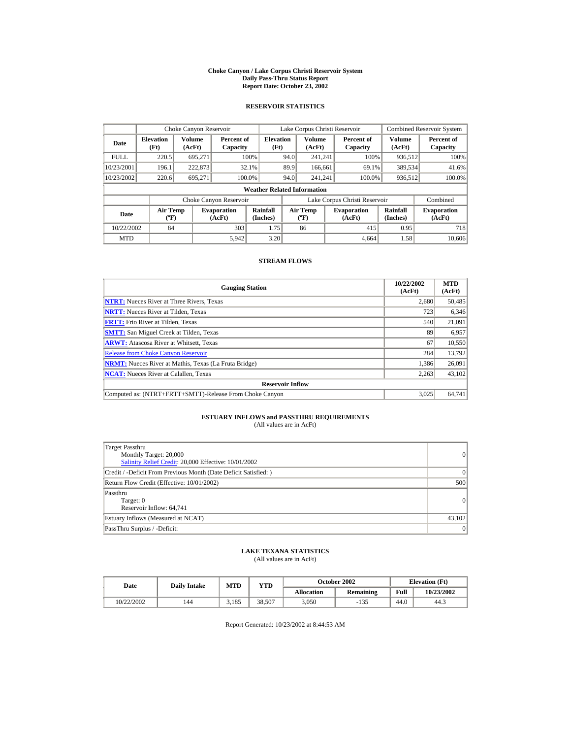# Choke Canyon / Lake Corpus Christi Reservoir System
## Daily Pass-Thru Status Report
## Report Date: October 23, 2002

### RESERVOIR STATISTICS

| Date | Choke Canyon Reservoir | | | Lake Corpus Christi Reservoir | | | Combined Reservoir System | |
|---|---|---|---|---|---|---|---|---|
| | Elevation (Ft) | Volume (AcFt) | Percent of Capacity | Elevation (Ft) | Volume (AcFt) | Percent of Capacity | Volume (AcFt) | Percent of Capacity |
| FULL | 220.5 | 695,271 | 100% | 94.0 | 241,241 | 100% | 936,512 | 100% |
| 10/23/2001 | 196.1 | 222,873 | 32.1% | 89.9 | 166,661 | 69.1% | 389,534 | 41.6% |
| 10/23/2002 | 220.6 | 695,271 | 100.0% | 94.0 | 241,241 | 100.0% | 936,512 | 100.0% |

**Weather Related Information**

| Date | Choke Canyon Reservoir | | | Lake Corpus Christi Reservoir | | | Combined |
|---|---|---|---|---|---|---|---|
| | Air Temp (ºF) | Evaporation (AcFt) | Rainfall (Inches) | Air Temp (ºF) | Evaporation (AcFt) | Rainfall (Inches) | Evaporation (AcFt) |
| 10/22/2002 | 84 | 303 | 1.75 | 86 | 415 | 0.95 | 718 |
| MTD | | 5,942 | 3.20 | | 4,664 | 1.58 | 10,606 |

### STREAM FLOWS

| Gauging Station | 10/22/2002 (AcFt) | MTD (AcFt) |
|---|---|---|
| **NTRT:** Nueces River at Three Rivers, Texas | 2,680 | 50,485 |
| **NRTT:** Nueces River at Tilden, Texas | 723 | 6,346 |
| **FRTT:** Frio River at Tilden, Texas | 540 | 21,091 |
| **SMTT:** San Miguel Creek at Tilden, Texas | 89 | 6,957 |
| **ARWT:** Atascosa River at Whitsett, Texas | 67 | 10,550 |
| Release from Choke Canyon Reservoir | 284 | 13,792 |
| **NRMT:** Nueces River at Mathis, Texas (La Fruta Bridge) | 1,386 | 26,091 |
| **NCAT:** Nueces River at Calallen, Texas | 2,263 | 43,102 |
| **Reservoir Inflow** | | |
| Computed as: (NTRT+FRTT+SMTT)-Release From Choke Canyon | 3,025 | 64,741 |

### ESTUARY INFLOWS and PASSTHRU REQUIREMENTS
(All values are in AcFt)

| | |
|---|---|
| Target Passthru<br>Monthly Target: 20,000<br>Salinity Relief Credit: 20,000 Effective: 10/01/2002 | 0 |
| Credit / -Deficit From Previous Month (Date Deficit Satisfied: ) | 0 |
| Return Flow Credit (Effective: 10/01/2002) | 500 |
| Passthru<br>Target: 0<br>Reservoir Inflow: 64,741 | 0 |
| Estuary Inflows (Measured at NCAT) | 43,102 |
| PassThru Surplus / -Deficit: | 0 |

### LAKE TEXANA STATISTICS
(All values are in AcFt)

| Date | Daily Intake | MTD | YTD | October 2002 | | Elevation (Ft) | |
|---|---|---|---|---|---|---|---|
| | | | | Allocation | Remaining | Full | 10/23/2002 |
| 10/22/2002 | 144 | 3,185 | 38,507 | 3,050 | -135 | 44.0 | 44.3 |

Report Generated: 10/23/2002 at 8:44:53 AM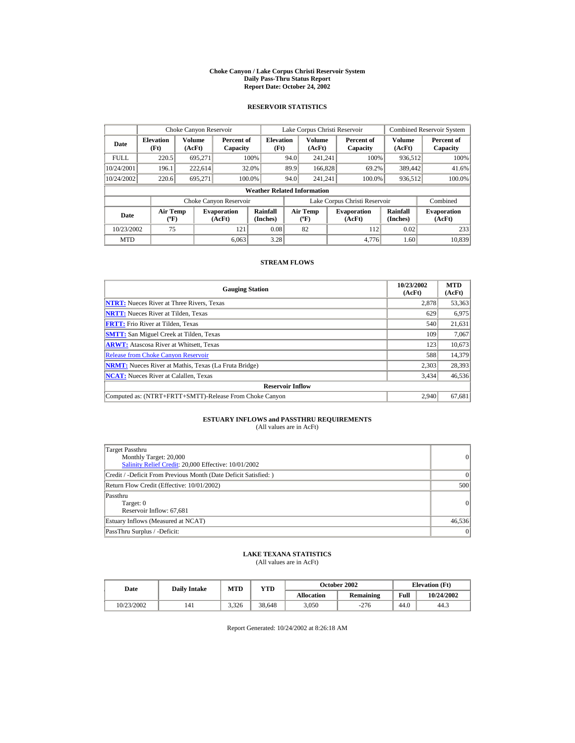# Choke Canyon / Lake Corpus Christi Reservoir System
## Daily Pass-Thru Status Report
## Report Date: October 24, 2002

### RESERVOIR STATISTICS

| | Choke Canyon Reservoir | | | Lake Corpus Christi Reservoir | | | Combined Reservoir System | |
|---|---|---|---|---|---|---|---|---|
| Date | Elevation (Ft) | Volume (AcFt) | Percent of Capacity | Elevation (Ft) | Volume (AcFt) | Percent of Capacity | Volume (AcFt) | Percent of Capacity |
| FULL | 220.5 | 695,271 | 100% | 94.0 | 241,241 | 100% | 936,512 | 100% |
| 10/24/2001 | 196.1 | 222,614 | 32.0% | 89.9 | 166,828 | 69.2% | 389,442 | 41.6% |
| 10/24/2002 | 220.6 | 695,271 | 100.0% | 94.0 | 241,241 | 100.0% | 936,512 | 100.0% |

**Weather Related Information**

| | Choke Canyon Reservoir | | | Lake Corpus Christi Reservoir | | | Combined |
|---|---|---|---|---|---|---|---|
| Date | Air Temp (ºF) | Evaporation (AcFt) | Rainfall (Inches) | Air Temp (ºF) | Evaporation (AcFt) | Rainfall (Inches) | Evaporation (AcFt) |
| 10/23/2002 | 75 | 121 | 0.08 | 82 | 112 | 0.02 | 233 |
| MTD | | 6,063 | 3.28 | | 4,776 | 1.60 | 10,839 |

### STREAM FLOWS

| Gauging Station | 10/23/2002 (AcFt) | MTD (AcFt) |
|---|---|---|
| **NTRT:** Nueces River at Three Rivers, Texas | 2,878 | 53,363 |
| **NRTT:** Nueces River at Tilden, Texas | 629 | 6,975 |
| **FRTT:** Frio River at Tilden, Texas | 540 | 21,631 |
| **SMTT:** San Miguel Creek at Tilden, Texas | 109 | 7,067 |
| **ARWT:** Atascosa River at Whitsett, Texas | 123 | 10,673 |
| Release from Choke Canyon Reservoir | 588 | 14,379 |
| **NRMT:** Nueces River at Mathis, Texas (La Fruta Bridge) | 2,303 | 28,393 |
| **NCAT:** Nueces River at Calallen, Texas | 3,434 | 46,536 |
| **Reservoir Inflow** | | |
| Computed as: (NTRT+FRTT+SMTT)-Release From Choke Canyon | 2,940 | 67,681 |

### ESTUARY INFLOWS and PASSTHRU REQUIREMENTS
(All values are in AcFt)

| | |
|---|---|
| Target Passthru<br>Monthly Target: 20,000<br>Salinity Relief Credit: 20,000 Effective: 10/01/2002 | 0 |
| Credit / -Deficit From Previous Month (Date Deficit Satisfied: ) | 0 |
| Return Flow Credit (Effective: 10/01/2002) | 500 |
| Passthru<br>Target: 0<br>Reservoir Inflow: 67,681 | 0 |
| Estuary Inflows (Measured at NCAT) | 46,536 |
| PassThru Surplus / -Deficit: | 0 |

### LAKE TEXANA STATISTICS
(All values are in AcFt)

| Date | Daily Intake | MTD | YTD | October 2002 | | Elevation (Ft) | |
|---|---|---|---|---|---|---|---|
| | | | | Allocation | Remaining | Full | 10/24/2002 |
| 10/23/2002 | 141 | 3,326 | 38,648 | 3,050 | -276 | 44.0 | 44.3 |

Report Generated: 10/24/2002 at 8:26:18 AM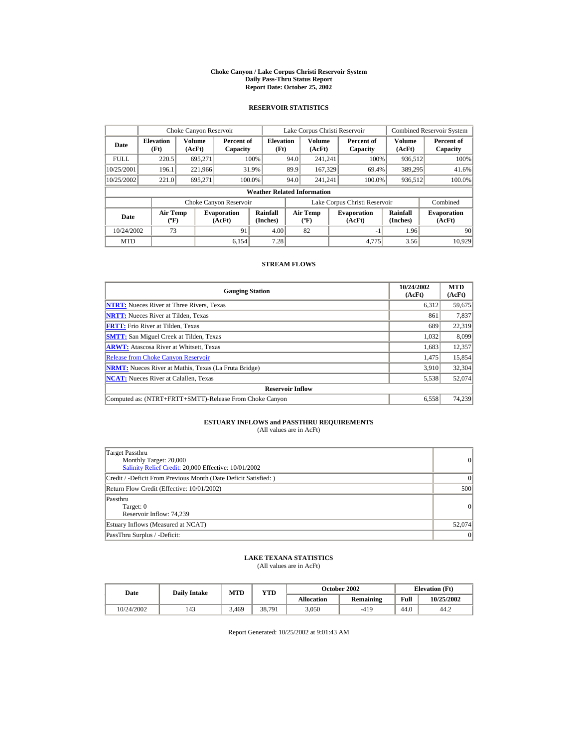# Choke Canyon / Lake Corpus Christi Reservoir System
## Daily Pass-Thru Status Report
## Report Date: October 25, 2002

### RESERVOIR STATISTICS

| Date | Choke Canyon Reservoir | | | Lake Corpus Christi Reservoir | | | Combined Reservoir System | |
|---|---|---|---|---|---|---|---|---|
| | Elevation (Ft) | Volume (AcFt) | Percent of Capacity | Elevation (Ft) | Volume (AcFt) | Percent of Capacity | Volume (AcFt) | Percent of Capacity |
| FULL | 220.5 | 695,271 | 100% | 94.0 | 241,241 | 100% | 936,512 | 100% |
| 10/25/2001 | 196.1 | 221,966 | 31.9% | 89.9 | 167,329 | 69.4% | 389,295 | 41.6% |
| 10/25/2002 | 221.0 | 695,271 | 100.0% | 94.0 | 241,241 | 100.0% | 936,512 | 100.0% |

**Weather Related Information**

| Date | Choke Canyon Reservoir | | | Lake Corpus Christi Reservoir | | | Combined |
|---|---|---|---|---|---|---|---|
| | Air Temp (ºF) | Evaporation (AcFt) | Rainfall (Inches) | Air Temp (ºF) | Evaporation (AcFt) | Rainfall (Inches) | Evaporation (AcFt) |
| 10/24/2002 | 73 | 91 | 4.00 | 82 | -1 | 1.96 | 90 |
| MTD | | 6,154 | 7.28 | | 4,775 | 3.56 | 10,929 |

### STREAM FLOWS

| Gauging Station | 10/24/2002 (AcFt) | MTD (AcFt) |
|---|---|---|
| NTRT: Nueces River at Three Rivers, Texas | 6,312 | 59,675 |
| NRTT: Nueces River at Tilden, Texas | 861 | 7,837 |
| FRTT: Frio River at Tilden, Texas | 689 | 22,319 |
| SMTT: San Miguel Creek at Tilden, Texas | 1,032 | 8,099 |
| ARWT: Atascosa River at Whitsett, Texas | 1,683 | 12,357 |
| Release from Choke Canyon Reservoir | 1,475 | 15,854 |
| NRMT: Nueces River at Mathis, Texas (La Fruta Bridge) | 3,910 | 32,304 |
| NCAT: Nueces River at Calallen, Texas | 5,538 | 52,074 |
| **Reservoir Inflow** | | |
| Computed as: (NTRT+FRTT+SMTT)-Release From Choke Canyon | 6,558 | 74,239 |

### ESTUARY INFLOWS and PASSTHRU REQUIREMENTS
(All values are in AcFt)

| | |
|---|---|
| Target Passthru<br>Monthly Target: 20,000<br>Salinity Relief Credit: 20,000 Effective: 10/01/2002 | 0 |
| Credit / -Deficit From Previous Month (Date Deficit Satisfied: ) | 0 |
| Return Flow Credit (Effective: 10/01/2002) | 500 |
| Passthru<br>Target: 0<br>Reservoir Inflow: 74,239 | 0 |
| Estuary Inflows (Measured at NCAT) | 52,074 |
| PassThru Surplus / -Deficit: | 0 |

### LAKE TEXANA STATISTICS
(All values are in AcFt)

| Date | Daily Intake | MTD | YTD | October 2002 | | Elevation (Ft) | |
|---|---|---|---|---|---|---|---|
| | | | | Allocation | Remaining | Full | 10/25/2002 |
| 10/24/2002 | 143 | 3,469 | 38,791 | 3,050 | -419 | 44.0 | 44.2 |

Report Generated: 10/25/2002 at 9:01:43 AM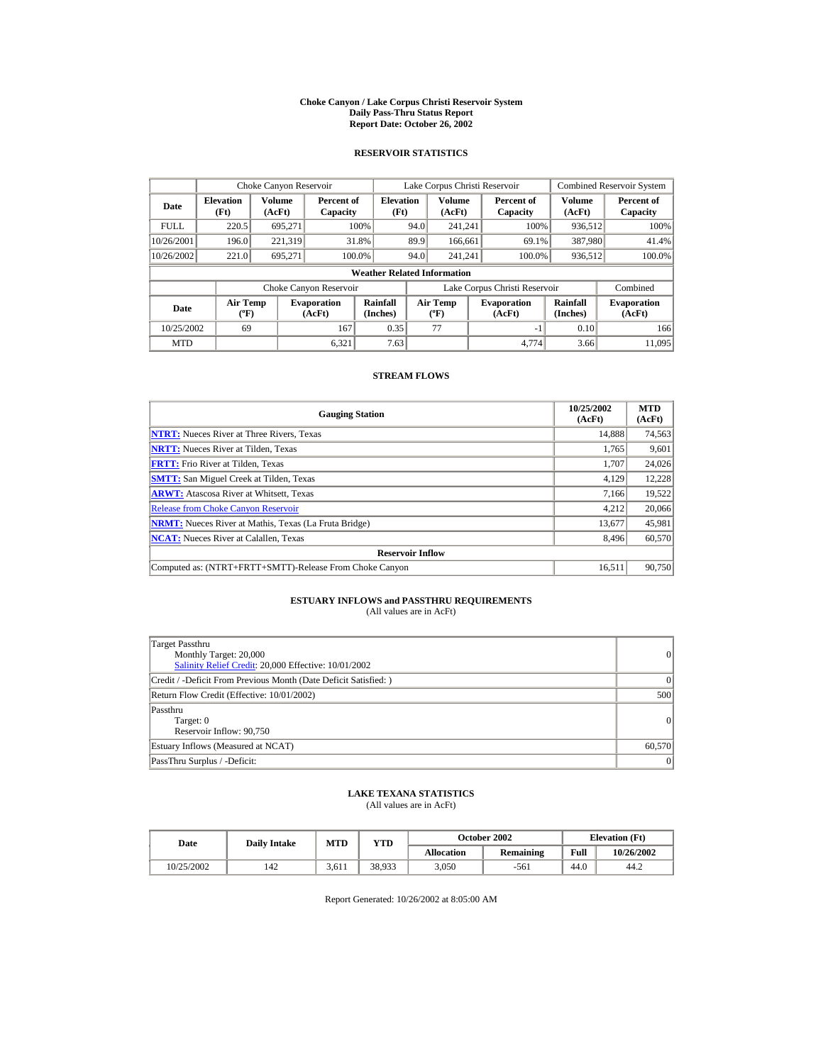# Choke Canyon / Lake Corpus Christi Reservoir System
## Daily Pass-Thru Status Report
## Report Date: October 26, 2002

### RESERVOIR STATISTICS

| Date | Choke Canyon Reservoir | | | Lake Corpus Christi Reservoir | | | Combined Reservoir System | |
|---|---|---|---|---|---|---|---|---|
| | Elevation (Ft) | Volume (AcFt) | Percent of Capacity | Elevation (Ft) | Volume (AcFt) | Percent of Capacity | Volume (AcFt) | Percent of Capacity |
| FULL | 220.5 | 695,271 | 100% | 94.0 | 241,241 | 100% | 936,512 | 100% |
| 10/26/2001 | 196.0 | 221,319 | 31.8% | 89.9 | 166,661 | 69.1% | 387,980 | 41.4% |
| 10/26/2002 | 221.0 | 695,271 | 100.0% | 94.0 | 241,241 | 100.0% | 936,512 | 100.0% |

**Weather Related Information**

| Date | Choke Canyon Reservoir | | | Lake Corpus Christi Reservoir | | | Combined |
|---|---|---|---|---|---|---|---|
| | Air Temp (°F) | Evaporation (AcFt) | Rainfall (Inches) | Air Temp (°F) | Evaporation (AcFt) | Rainfall (Inches) | Evaporation (AcFt) |
| 10/25/2002 | 69 | 167 | 0.35 | 77 | -1 | 0.10 | 166 |
| MTD | | 6,321 | 7.63 | | 4,774 | 3.66 | 11,095 |

### STREAM FLOWS

| Gauging Station | 10/25/2002 (AcFt) | MTD (AcFt) |
|---|---|---|
| NTRT: Nueces River at Three Rivers, Texas | 14,888 | 74,563 |
| NRTT: Nueces River at Tilden, Texas | 1,765 | 9,601 |
| FRTT: Frio River at Tilden, Texas | 1,707 | 24,026 |
| SMTT: San Miguel Creek at Tilden, Texas | 4,129 | 12,228 |
| ARWT: Atascosa River at Whitsett, Texas | 7,166 | 19,522 |
| Release from Choke Canyon Reservoir | 4,212 | 20,066 |
| NRMT: Nueces River at Mathis, Texas (La Fruta Bridge) | 13,677 | 45,981 |
| NCAT: Nueces River at Calallen, Texas | 8,496 | 60,570 |
| **Reservoir Inflow** | | |
| Computed as: (NTRT+FRTT+SMTT)-Release From Choke Canyon | 16,511 | 90,750 |

### ESTUARY INFLOWS and PASSTHRU REQUIREMENTS
(All values are in AcFt)

| | |
|---|---|
| Target Passthru<br>Monthly Target: 20,000<br>Salinity Relief Credit: 20,000 Effective: 10/01/2002 | 0 |
| Credit / -Deficit From Previous Month (Date Deficit Satisfied: ) | 0 |
| Return Flow Credit (Effective: 10/01/2002) | 500 |
| Passthru<br>Target: 0<br>Reservoir Inflow: 90,750 | 0 |
| Estuary Inflows (Measured at NCAT) | 60,570 |
| PassThru Surplus / -Deficit: | 0 |

### LAKE TEXANA STATISTICS
(All values are in AcFt)

| Date | Daily Intake | MTD | YTD | October 2002 | | Elevation (Ft) | |
|---|---|---|---|---|---|---|---|
| | | | | Allocation | Remaining | Full | 10/26/2002 |
| 10/25/2002 | 142 | 3,611 | 38,933 | 3,050 | -561 | 44.0 | 44.2 |

Report Generated: 10/26/2002 at 8:05:00 AM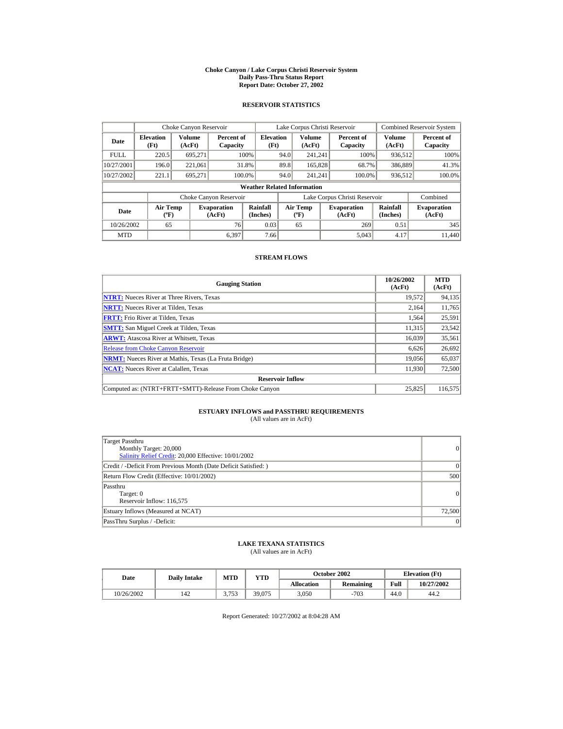# Choke Canyon / Lake Corpus Christi Reservoir System
## Daily Pass-Thru Status Report
## Report Date: October 27, 2002

### RESERVOIR STATISTICS

| Date | Choke Canyon Reservoir | | | Lake Corpus Christi Reservoir | | | Combined Reservoir System | |
|---|---|---|---|---|---|---|---|---|
| | Elevation (Ft) | Volume (AcFt) | Percent of Capacity | Elevation (Ft) | Volume (AcFt) | Percent of Capacity | Volume (AcFt) | Percent of Capacity |
| FULL | 220.5 | 695,271 | 100% | 94.0 | 241,241 | 100% | 936,512 | 100% |
| 10/27/2001 | 196.0 | 221,061 | 31.8% | 89.8 | 165,828 | 68.7% | 386,889 | 41.3% |
| 10/27/2002 | 221.1 | 695,271 | 100.0% | 94.0 | 241,241 | 100.0% | 936,512 | 100.0% |

**Weather Related Information**

| Date | Choke Canyon Reservoir | | | Lake Corpus Christi Reservoir | | | Combined |
|---|---|---|---|---|---|---|---|
| | Air Temp (ºF) | Evaporation (AcFt) | Rainfall (Inches) | Air Temp (ºF) | Evaporation (AcFt) | Rainfall (Inches) | Evaporation (AcFt) |
| 10/26/2002 | 65 | 76 | 0.03 | 65 | 269 | 0.51 | 345 |
| MTD | | 6,397 | 7.66 | | 5,043 | 4.17 | 11,440 |

### STREAM FLOWS

| Gauging Station | 10/26/2002 (AcFt) | MTD (AcFt) |
|---|---|---|
| **NTRT:** Nueces River at Three Rivers, Texas | 19,572 | 94,135 |
| **NRTT:** Nueces River at Tilden, Texas | 2,164 | 11,765 |
| **FRTT:** Frio River at Tilden, Texas | 1,564 | 25,591 |
| **SMTT:** San Miguel Creek at Tilden, Texas | 11,315 | 23,542 |
| **ARWT:** Atascosa River at Whitsett, Texas | 16,039 | 35,561 |
| Release from Choke Canyon Reservoir | 6,626 | 26,692 |
| **NRMT:** Nueces River at Mathis, Texas (La Fruta Bridge) | 19,056 | 65,037 |
| **NCAT:** Nueces River at Calallen, Texas | 11,930 | 72,500 |
| **Reservoir Inflow** | | |
| Computed as: (NTRT+FRTT+SMTT)-Release From Choke Canyon | 25,825 | 116,575 |

### ESTUARY INFLOWS and PASSTHRU REQUIREMENTS
(All values are in AcFt)

| | |
|---|---|
| Target Passthru<br>Monthly Target: 20,000<br>Salinity Relief Credit: 20,000 Effective: 10/01/2002 | 0 |
| Credit / -Deficit From Previous Month (Date Deficit Satisfied: ) | 0 |
| Return Flow Credit (Effective: 10/01/2002) | 500 |
| Passthru<br>Target: 0<br>Reservoir Inflow: 116,575 | 0 |
| Estuary Inflows (Measured at NCAT) | 72,500 |
| PassThru Surplus / -Deficit: | 0 |

### LAKE TEXANA STATISTICS
(All values are in AcFt)

| Date | Daily Intake | MTD | YTD | October 2002 | | Elevation (Ft) | |
|---|---|---|---|---|---|---|---|
| | | | | Allocation | Remaining | Full | 10/27/2002 |
| 10/26/2002 | 142 | 3,753 | 39,075 | 3,050 | -703 | 44.0 | 44.2 |

Report Generated: 10/27/2002 at 8:04:28 AM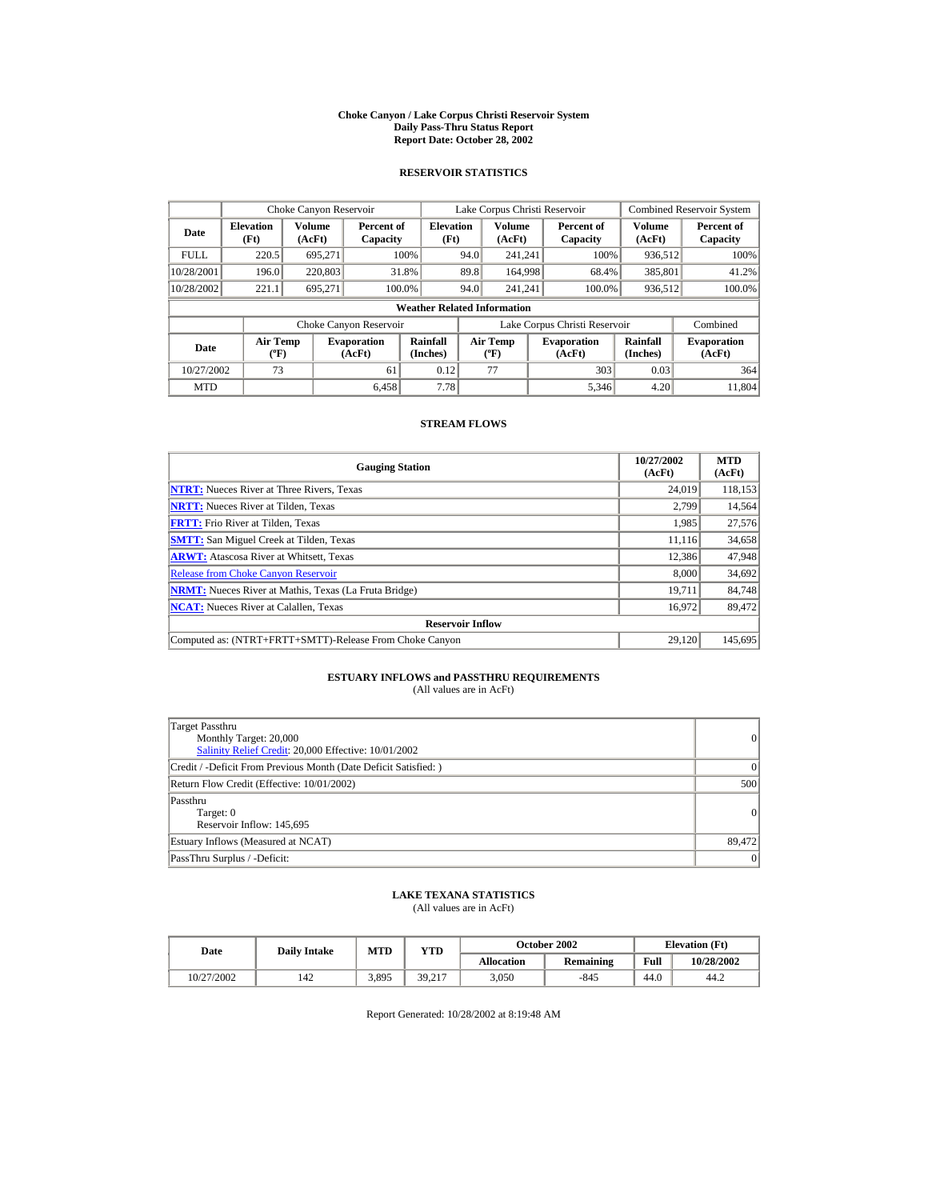# Choke Canyon / Lake Corpus Christi Reservoir System
## Daily Pass-Thru Status Report
### Report Date: October 28, 2002

## RESERVOIR STATISTICS

| Date | Choke Canyon Reservoir | | | Lake Corpus Christi Reservoir | | | Combined Reservoir System | |
|---|---|---|---|---|---|---|---|---|
| | Elevation (Ft) | Volume (AcFt) | Percent of Capacity | Elevation (Ft) | Volume (AcFt) | Percent of Capacity | Volume (AcFt) | Percent of Capacity |
| FULL | 220.5 | 695,271 | 100% | 94.0 | 241,241 | 100% | 936,512 | 100% |
| 10/28/2001 | 196.0 | 220,803 | 31.8% | 89.8 | 164,998 | 68.4% | 385,801 | 41.2% |
| 10/28/2002 | 221.1 | 695,271 | 100.0% | 94.0 | 241,241 | 100.0% | 936,512 | 100.0% |

**Weather Related Information**

| Date | Choke Canyon Reservoir | | | Lake Corpus Christi Reservoir | | | Combined |
|---|---|---|---|---|---|---|---|
| | Air Temp (ºF) | Evaporation (AcFt) | Rainfall (Inches) | Air Temp (ºF) | Evaporation (AcFt) | Rainfall (Inches) | Evaporation (AcFt) |
| 10/27/2002 | 73 | 61 | 0.12 | 77 | 303 | 0.03 | 364 |
| MTD | | 6,458 | 7.78 | | 5,346 | 4.20 | 11,804 |

## STREAM FLOWS

| Gauging Station | 10/27/2002 (AcFt) | MTD (AcFt) |
|---|---|---|
| NTRT: Nueces River at Three Rivers, Texas | 24,019 | 118,153 |
| NRTT: Nueces River at Tilden, Texas | 2,799 | 14,564 |
| FRTT: Frio River at Tilden, Texas | 1,985 | 27,576 |
| SMTT: San Miguel Creek at Tilden, Texas | 11,116 | 34,658 |
| ARWT: Atascosa River at Whitsett, Texas | 12,386 | 47,948 |
| Release from Choke Canyon Reservoir | 8,000 | 34,692 |
| NRMT: Nueces River at Mathis, Texas (La Fruta Bridge) | 19,711 | 84,748 |
| NCAT: Nueces River at Calallen, Texas | 16,972 | 89,472 |
| **Reservoir Inflow** | | |
| Computed as: (NTRT+FRTT+SMTT)-Release From Choke Canyon | 29,120 | 145,695 |

## ESTUARY INFLOWS and PASSTHRU REQUIREMENTS
(All values are in AcFt)

| | |
|---|---|
| Target Passthru<br>Monthly Target: 20,000<br>Salinity Relief Credit: 20,000 Effective: 10/01/2002 | 0 |
| Credit / -Deficit From Previous Month (Date Deficit Satisfied: ) | 0 |
| Return Flow Credit (Effective: 10/01/2002) | 500 |
| Passthru<br>Target: 0<br>Reservoir Inflow: 145,695 | 0 |
| Estuary Inflows (Measured at NCAT) | 89,472 |
| PassThru Surplus / -Deficit: | 0 |

## LAKE TEXANA STATISTICS
(All values are in AcFt)

| Date | Daily Intake | MTD | YTD | October 2002 | | Elevation (Ft) | |
|---|---|---|---|---|---|---|---|
| | | | | Allocation | Remaining | Full | 10/28/2002 |
| 10/27/2002 | 142 | 3,895 | 39,217 | 3,050 | -845 | 44.0 | 44.2 |

Report Generated: 10/28/2002 at 8:19:48 AM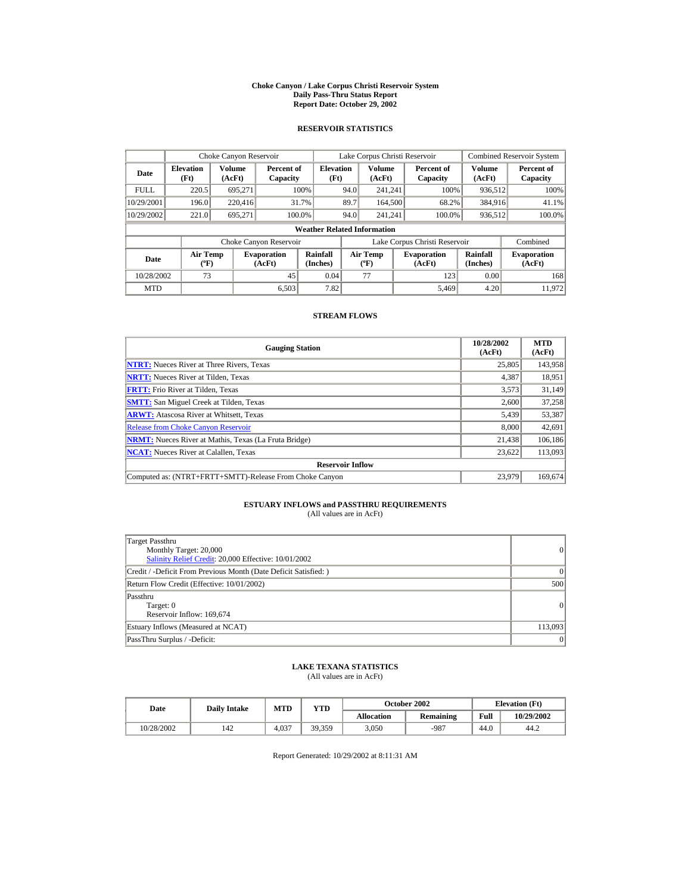# Choke Canyon / Lake Corpus Christi Reservoir System
## Daily Pass-Thru Status Report
### Report Date: October 29, 2002

## RESERVOIR STATISTICS

| Date | Choke Canyon Reservoir | | | Lake Corpus Christi Reservoir | | | Combined Reservoir System | |
|---|---|---|---|---|---|---|---|---|
| | Elevation (Ft) | Volume (AcFt) | Percent of Capacity | Elevation (Ft) | Volume (AcFt) | Percent of Capacity | Volume (AcFt) | Percent of Capacity |
| FULL | 220.5 | 695,271 | 100% | 94.0 | 241,241 | 100% | 936,512 | 100% |
| 10/29/2001 | 196.0 | 220,416 | 31.7% | 89.7 | 164,500 | 68.2% | 384,916 | 41.1% |
| 10/29/2002 | 221.0 | 695,271 | 100.0% | 94.0 | 241,241 | 100.0% | 936,512 | 100.0% |

**Weather Related Information**

| Date | Choke Canyon Reservoir | | | Lake Corpus Christi Reservoir | | | Combined |
|---|---|---|---|---|---|---|---|
| | Air Temp (ºF) | Evaporation (AcFt) | Rainfall (Inches) | Air Temp (ºF) | Evaporation (AcFt) | Rainfall (Inches) | Evaporation (AcFt) |
| 10/28/2002 | 73 | 45 | 0.04 | 77 | 123 | 0.00 | 168 |
| MTD | | 6,503 | 7.82 | | 5,469 | 4.20 | 11,972 |

## STREAM FLOWS

| Gauging Station | 10/28/2002 (AcFt) | MTD (AcFt) |
|---|---|---|
| NTRT: Nueces River at Three Rivers, Texas | 25,805 | 143,958 |
| NRTT: Nueces River at Tilden, Texas | 4,387 | 18,951 |
| FRTT: Frio River at Tilden, Texas | 3,573 | 31,149 |
| SMTT: San Miguel Creek at Tilden, Texas | 2,600 | 37,258 |
| ARWT: Atascosa River at Whitsett, Texas | 5,439 | 53,387 |
| Release from Choke Canyon Reservoir | 8,000 | 42,691 |
| NRMT: Nueces River at Mathis, Texas (La Fruta Bridge) | 21,438 | 106,186 |
| NCAT: Nueces River at Calallen, Texas | 23,622 | 113,093 |
| **Reservoir Inflow** | | |
| Computed as: (NTRT+FRTT+SMTT)-Release From Choke Canyon | 23,979 | 169,674 |

## ESTUARY INFLOWS and PASSTHRU REQUIREMENTS
(All values are in AcFt)

| | |
|---|---|
| Target Passthru<br>Monthly Target: 20,000<br>Salinity Relief Credit: 20,000 Effective: 10/01/2002 | 0 |
| Credit / -Deficit From Previous Month (Date Deficit Satisfied: ) | 0 |
| Return Flow Credit (Effective: 10/01/2002) | 500 |
| Passthru<br>Target: 0<br>Reservoir Inflow: 169,674 | 0 |
| Estuary Inflows (Measured at NCAT) | 113,093 |
| PassThru Surplus / -Deficit: | 0 |

## LAKE TEXANA STATISTICS
(All values are in AcFt)

| Date | Daily Intake | MTD | YTD | October 2002 | | Elevation (Ft) | |
|---|---|---|---|---|---|---|---|
| | | | | Allocation | Remaining | Full | 10/29/2002 |
| 10/28/2002 | 142 | 4,037 | 39,359 | 3,050 | -987 | 44.0 | 44.2 |

Report Generated: 10/29/2002 at 8:11:31 AM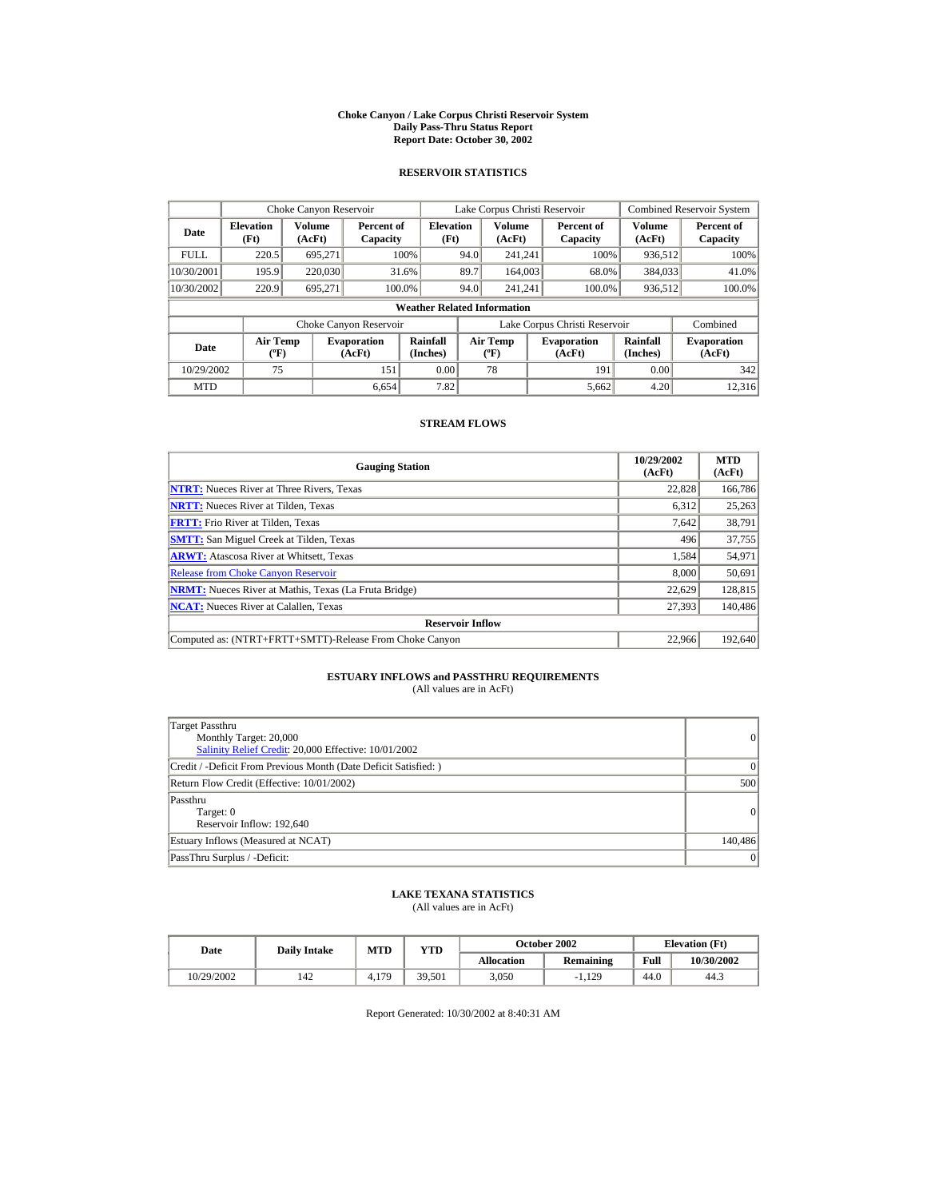# Choke Canyon / Lake Corpus Christi Reservoir System
## Daily Pass-Thru Status Report
## Report Date: October 30, 2002

### RESERVOIR STATISTICS

| Date | Choke Canyon Reservoir | | | Lake Corpus Christi Reservoir | | | Combined Reservoir System | |
|---|---|---|---|---|---|---|---|---|
| | Elevation (Ft) | Volume (AcFt) | Percent of Capacity | Elevation (Ft) | Volume (AcFt) | Percent of Capacity | Volume (AcFt) | Percent of Capacity |
| FULL | 220.5 | 695,271 | 100% | 94.0 | 241,241 | 100% | 936,512 | 100% |
| 10/30/2001 | 195.9 | 220,030 | 31.6% | 89.7 | 164,003 | 68.0% | 384,033 | 41.0% |
| 10/30/2002 | 220.9 | 695,271 | 100.0% | 94.0 | 241,241 | 100.0% | 936,512 | 100.0% |

**Weather Related Information**

| Date | Choke Canyon Reservoir | | | Lake Corpus Christi Reservoir | | | Combined |
|---|---|---|---|---|---|---|---|
| | Air Temp (ºF) | Evaporation (AcFt) | Rainfall (Inches) | Air Temp (ºF) | Evaporation (AcFt) | Rainfall (Inches) | Evaporation (AcFt) |
| 10/29/2002 | 75 | 151 | 0.00 | 78 | 191 | 0.00 | 342 |
| MTD | | 6,654 | 7.82 | | 5,662 | 4.20 | 12,316 |

### STREAM FLOWS

| Gauging Station | 10/29/2002 (AcFt) | MTD (AcFt) |
|---|---|---|
| **NTRT:** Nueces River at Three Rivers, Texas | 22,828 | 166,786 |
| **NRTT:** Nueces River at Tilden, Texas | 6,312 | 25,263 |
| **FRTT:** Frio River at Tilden, Texas | 7,642 | 38,791 |
| **SMTT:** San Miguel Creek at Tilden, Texas | 496 | 37,755 |
| **ARWT:** Atascosa River at Whitsett, Texas | 1,584 | 54,971 |
| Release from Choke Canyon Reservoir | 8,000 | 50,691 |
| **NRMT:** Nueces River at Mathis, Texas (La Fruta Bridge) | 22,629 | 128,815 |
| **NCAT:** Nueces River at Calallen, Texas | 27,393 | 140,486 |
| **Reservoir Inflow** | | |
| Computed as: (NTRT+FRTT+SMTT)-Release From Choke Canyon | 22,966 | 192,640 |

### ESTUARY INFLOWS and PASSTHRU REQUIREMENTS
(All values are in AcFt)

| | |
|---|---|
| Target Passthru<br>Monthly Target: 20,000<br>Salinity Relief Credit: 20,000 Effective: 10/01/2002 | 0 |
| Credit / -Deficit From Previous Month (Date Deficit Satisfied: ) | 0 |
| Return Flow Credit (Effective: 10/01/2002) | 500 |
| Passthru<br>Target: 0<br>Reservoir Inflow: 192,640 | 0 |
| Estuary Inflows (Measured at NCAT) | 140,486 |
| PassThru Surplus / -Deficit: | 0 |

### LAKE TEXANA STATISTICS
(All values are in AcFt)

| Date | Daily Intake | MTD | YTD | October 2002 | | Elevation (Ft) | |
|---|---|---|---|---|---|---|---|
| | | | | Allocation | Remaining | Full | 10/30/2002 |
| 10/29/2002 | 142 | 4,179 | 39,501 | 3,050 | -1,129 | 44.0 | 44.3 |

Report Generated: 10/30/2002 at 8:40:31 AM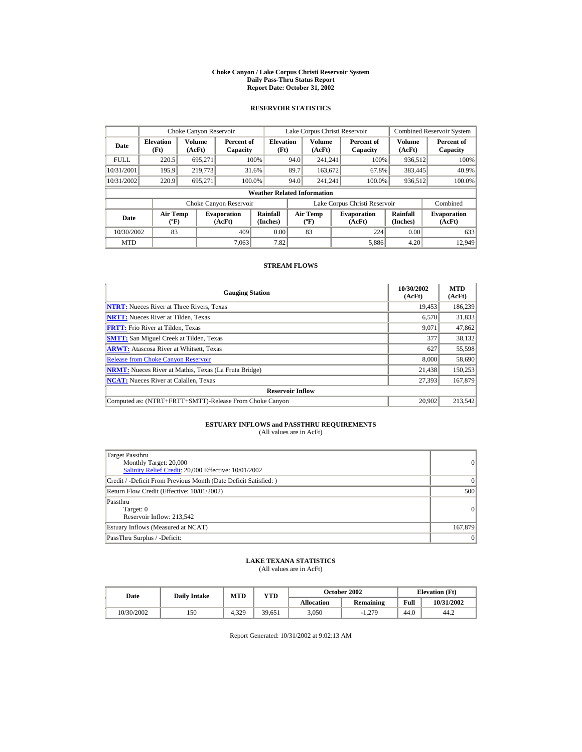# Choke Canyon / Lake Corpus Christi Reservoir System
## Daily Pass-Thru Status Report
## Report Date: October 31, 2002

### RESERVOIR STATISTICS

| | Choke Canyon Reservoir | | | Lake Corpus Christi Reservoir | | | Combined Reservoir System | |
|---|---|---|---|---|---|---|---|---|
| **Date** | **Elevation (Ft)** | **Volume (AcFt)** | **Percent of Capacity** | **Elevation (Ft)** | **Volume (AcFt)** | **Percent of Capacity** | **Volume (AcFt)** | **Percent of Capacity** |
| FULL | 220.5 | 695,271 | 100% | 94.0 | 241,241 | 100% | 936,512 | 100% |
| 10/31/2001 | 195.9 | 219,773 | 31.6% | 89.7 | 163,672 | 67.8% | 383,445 | 40.9% |
| 10/31/2002 | 220.9 | 695,271 | 100.0% | 94.0 | 241,241 | 100.0% | 936,512 | 100.0% |

**Weather Related Information**

| | Choke Canyon Reservoir | | | Lake Corpus Christi Reservoir | | | Combined |
|---|---|---|---|---|---|---|---|
| **Date** | **Air Temp (ºF)** | **Evaporation (AcFt)** | **Rainfall (Inches)** | **Air Temp (ºF)** | **Evaporation (AcFt)** | **Rainfall (Inches)** | **Evaporation (AcFt)** |
| 10/30/2002 | 83 | 409 | 0.00 | 83 | 224 | 0.00 | 633 |
| MTD | | 7,063 | 7.82 | | 5,886 | 4.20 | 12,949 |

### STREAM FLOWS

| Gauging Station | 10/30/2002 (AcFt) | MTD (AcFt) |
|---|---|---|
| **NTRT:** Nueces River at Three Rivers, Texas | 19,453 | 186,239 |
| **NRTT:** Nueces River at Tilden, Texas | 6,570 | 31,833 |
| **FRTT:** Frio River at Tilden, Texas | 9,071 | 47,862 |
| **SMTT:** San Miguel Creek at Tilden, Texas | 377 | 38,132 |
| **ARWT:** Atascosa River at Whitsett, Texas | 627 | 55,598 |
| Release from Choke Canyon Reservoir | 8,000 | 58,690 |
| **NRMT:** Nueces River at Mathis, Texas (La Fruta Bridge) | 21,438 | 150,253 |
| **NCAT:** Nueces River at Calallen, Texas | 27,393 | 167,879 |
| **Reservoir Inflow** | | |
| Computed as: (NTRT+FRTT+SMTT)-Release From Choke Canyon | 20,902 | 213,542 |

### ESTUARY INFLOWS and PASSTHRU REQUIREMENTS
(All values are in AcFt)

| | |
|---|---|
| Target Passthru<br>Monthly Target: 20,000<br>Salinity Relief Credit: 20,000 Effective: 10/01/2002 | 0 |
| Credit / -Deficit From Previous Month (Date Deficit Satisfied: ) | 0 |
| Return Flow Credit (Effective: 10/01/2002) | 500 |
| Passthru<br>Target: 0<br>Reservoir Inflow: 213,542 | 0 |
| Estuary Inflows (Measured at NCAT) | 167,879 |
| PassThru Surplus / -Deficit: | 0 |

### LAKE TEXANA STATISTICS
(All values are in AcFt)

| Date | Daily Intake | MTD | YTD | October 2002 | | Elevation (Ft) | |
|---|---|---|---|---|---|---|---|
| | | | | **Allocation** | **Remaining** | **Full** | **10/31/2002** |
| 10/30/2002 | 150 | 4,329 | 39,651 | 3,050 | -1,279 | 44.0 | 44.2 |

Report Generated: 10/31/2002 at 9:02:13 AM